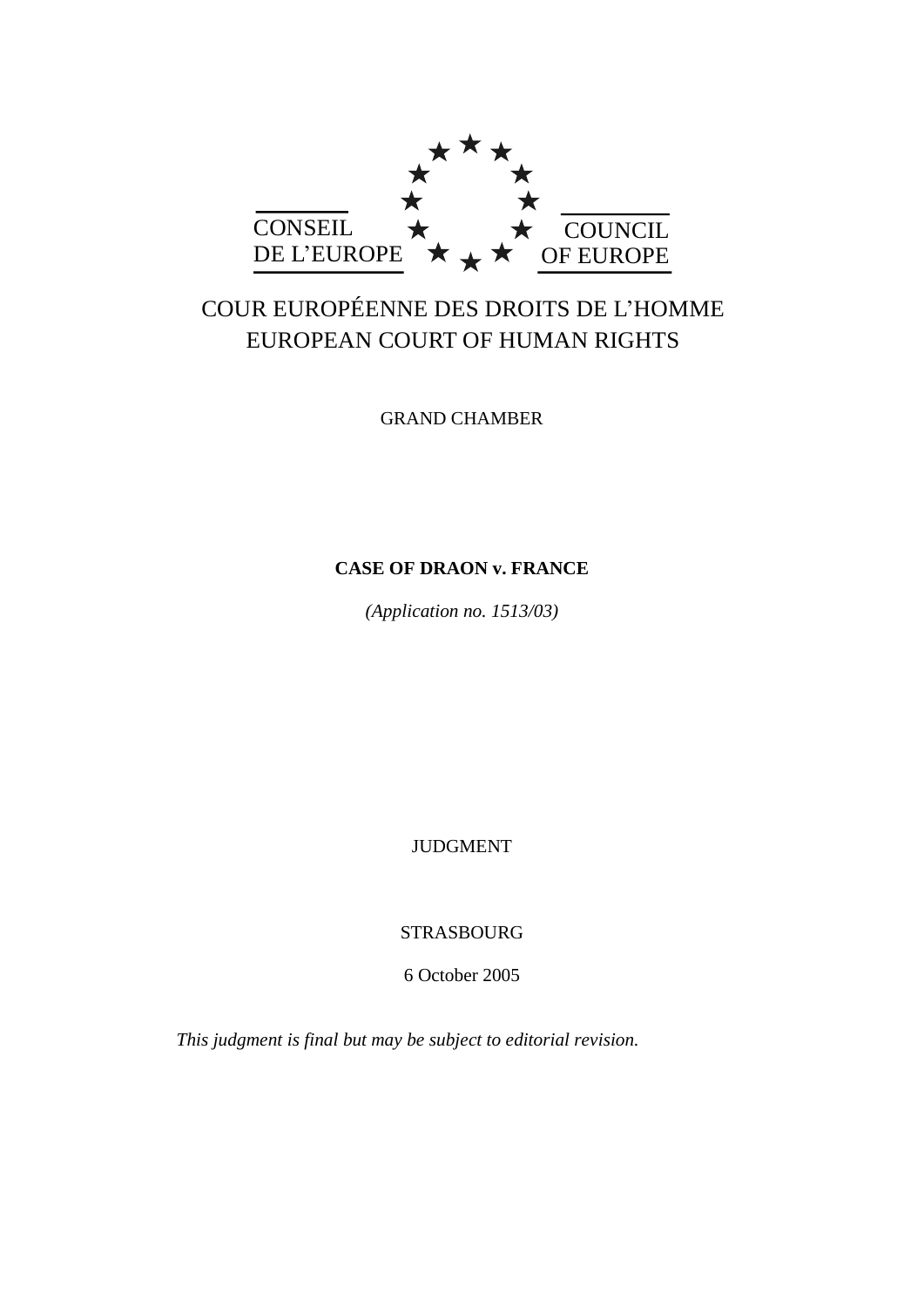CONSEIL DE L'EUROPE

COUNCIL OF EUROPE

COUR EUROPÉENNE DES DROITS DE L'HOMME
EUROPEAN COURT OF HUMAN RIGHTS

GRAND CHAMBER

**CASE OF DRAON v. FRANCE**

*(Application no. 1513/03)*

JUDGMENT

STRASBOURG

6 October 2005

*This judgment is final but may be subject to editorial revision.*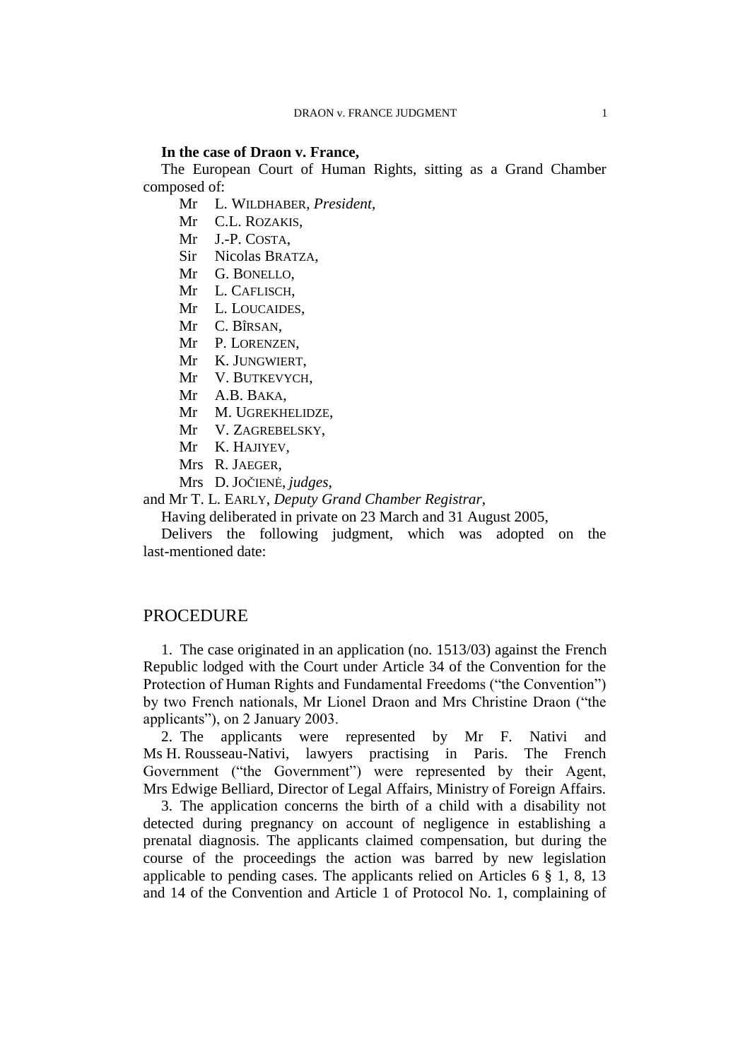**In the case of Draon v. France,**

The European Court of Human Rights, sitting as a Grand Chamber composed of:

Mr L. WILDHABER, *President*,
Mr C.L. ROZAKIS,
Mr J.-P. COSTA,
Sir Nicolas BRATZA,
Mr G. BONELLO,
Mr L. CAFLISCH,
Mr L. LOUCAIDES,
Mr C. BÎRSAN,
Mr P. LORENZEN,
Mr K. JUNGWIERT,
Mr V. BUTKEVYCH,
Mr A.B. BAKA,
Mr M. UGREKHELIDZE,
Mr V. ZAGREBELSKY,
Mr K. HAJIYEV,
Mrs R. JAEGER,
Mrs D. JOČIENĖ, *judges*,

and Mr T. L. EARLY, *Deputy Grand Chamber Registrar*,

Having deliberated in private on 23 March and 31 August 2005,

Delivers the following judgment, which was adopted on the last-mentioned date:

## PROCEDURE

1. The case originated in an application (no. 1513/03) against the French Republic lodged with the Court under Article 34 of the Convention for the Protection of Human Rights and Fundamental Freedoms ("the Convention") by two French nationals, Mr Lionel Draon and Mrs Christine Draon ("the applicants"), on 2 January 2003.

2. The applicants were represented by Mr F. Nativi and Ms H. Rousseau-Nativi, lawyers practising in Paris. The French Government ("the Government") were represented by their Agent, Mrs Edwige Belliard, Director of Legal Affairs, Ministry of Foreign Affairs.

3. The application concerns the birth of a child with a disability not detected during pregnancy on account of negligence in establishing a prenatal diagnosis. The applicants claimed compensation, but during the course of the proceedings the action was barred by new legislation applicable to pending cases. The applicants relied on Articles 6 § 1, 8, 13 and 14 of the Convention and Article 1 of Protocol No. 1, complaining of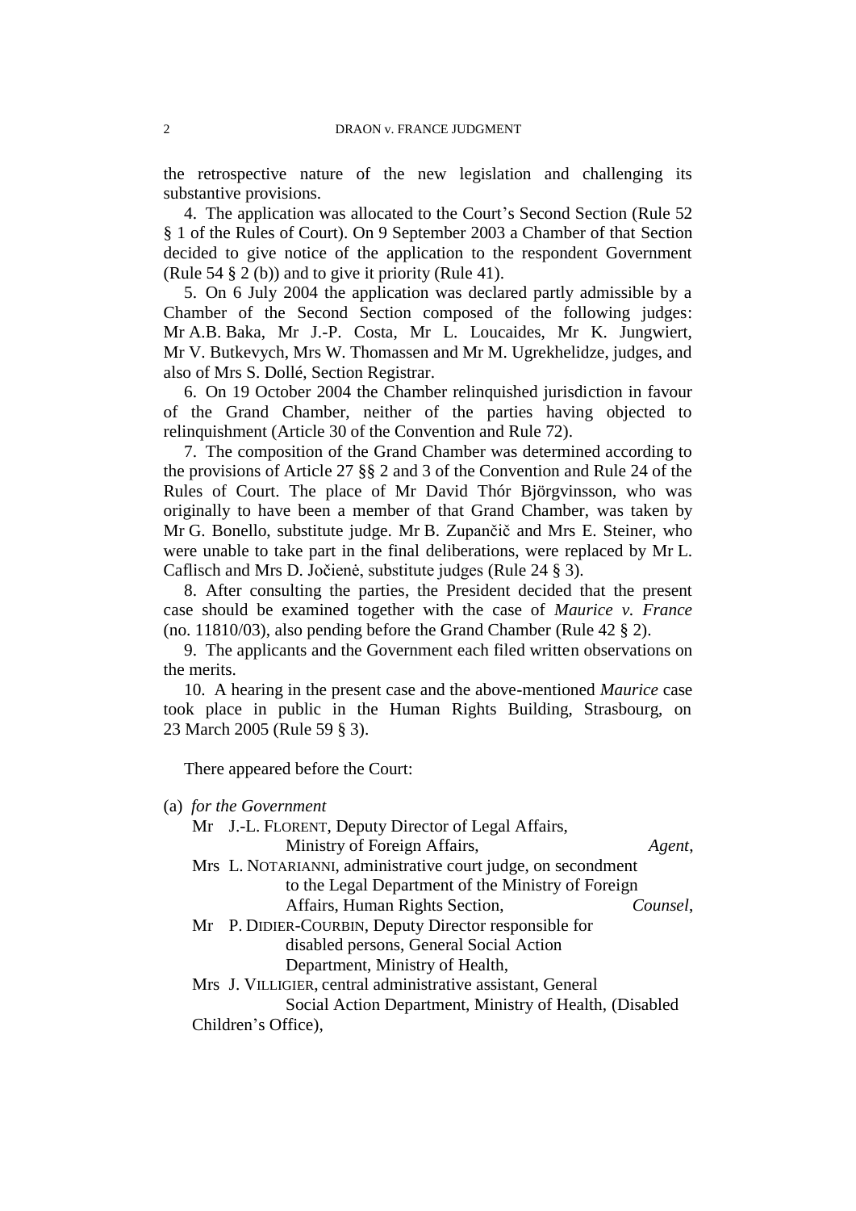the retrospective nature of the new legislation and challenging its substantive provisions.

4. The application was allocated to the Court's Second Section (Rule 52 § 1 of the Rules of Court). On 9 September 2003 a Chamber of that Section decided to give notice of the application to the respondent Government (Rule 54 § 2 (b)) and to give it priority (Rule 41).

5. On 6 July 2004 the application was declared partly admissible by a Chamber of the Second Section composed of the following judges: Mr A.B. Baka, Mr J.-P. Costa, Mr L. Loucaides, Mr K. Jungwiert, Mr V. Butkevych, Mrs W. Thomassen and Mr M. Ugrekhelidze, judges, and also of Mrs S. Dollé, Section Registrar.

6. On 19 October 2004 the Chamber relinquished jurisdiction in favour of the Grand Chamber, neither of the parties having objected to relinquishment (Article 30 of the Convention and Rule 72).

7. The composition of the Grand Chamber was determined according to the provisions of Article 27 §§ 2 and 3 of the Convention and Rule 24 of the Rules of Court. The place of Mr David Thór Björgvinsson, who was originally to have been a member of that Grand Chamber, was taken by Mr G. Bonello, substitute judge. Mr B. Zupančič and Mrs E. Steiner, who were unable to take part in the final deliberations, were replaced by Mr L. Caflisch and Mrs D. Jočienė, substitute judges (Rule 24 § 3).

8. After consulting the parties, the President decided that the present case should be examined together with the case of *Maurice v. France* (no. 11810/03), also pending before the Grand Chamber (Rule 42 § 2).

9. The applicants and the Government each filed written observations on the merits.

10. A hearing in the present case and the above-mentioned *Maurice* case took place in public in the Human Rights Building, Strasbourg, on 23 March 2005 (Rule 59 § 3).

There appeared before the Court:

(a) *for the Government*

Mr J.-L. FLORENT, Deputy Director of Legal Affairs, Ministry of Foreign Affairs, *Agent*,

Mrs L. NOTARIANNI, administrative court judge, on secondment to the Legal Department of the Ministry of Foreign Affairs, Human Rights Section, *Counsel*,

Mr P. DIDIER-COURBIN, Deputy Director responsible for disabled persons, General Social Action Department, Ministry of Health,

Mrs J. VILLIGIER, central administrative assistant, General Social Action Department, Ministry of Health, (Disabled Children's Office),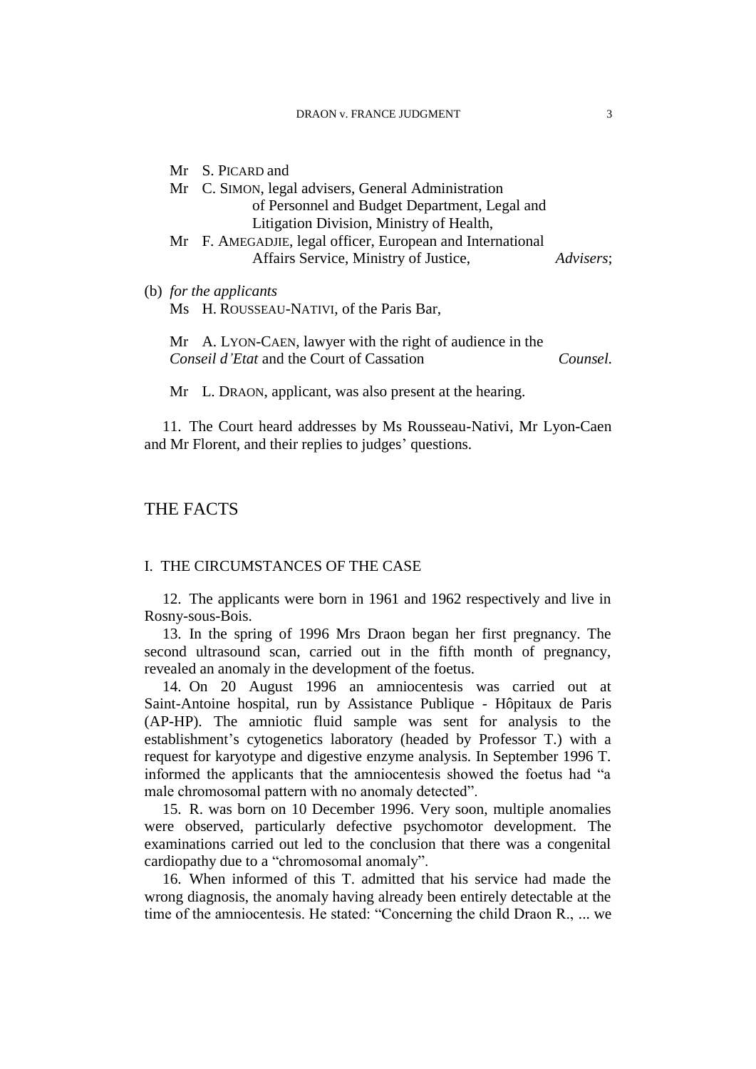Mr S. PICARD and
Mr C. SIMON, legal advisers, General Administration of Personnel and Budget Department, Legal and Litigation Division, Ministry of Health,
Mr F. AMEGADJIE, legal officer, European and International Affairs Service, Ministry of Justice, *Advisers*;

(b) *for the applicants*
Ms H. ROUSSEAU-NATIVI, of the Paris Bar,

Mr A. LYON-CAEN, lawyer with the right of audience in the *Conseil d'Etat* and the Court of Cassation *Counsel.*

Mr L. DRAON, applicant, was also present at the hearing.

11. The Court heard addresses by Ms Rousseau-Nativi, Mr Lyon-Caen and Mr Florent, and their replies to judges' questions.

## THE FACTS

### I. THE CIRCUMSTANCES OF THE CASE

12. The applicants were born in 1961 and 1962 respectively and live in Rosny-sous-Bois.

13. In the spring of 1996 Mrs Draon began her first pregnancy. The second ultrasound scan, carried out in the fifth month of pregnancy, revealed an anomaly in the development of the foetus.

14. On 20 August 1996 an amniocentesis was carried out at Saint-Antoine hospital, run by Assistance Publique - Hôpitaux de Paris (AP-HP). The amniotic fluid sample was sent for analysis to the establishment's cytogenetics laboratory (headed by Professor T.) with a request for karyotype and digestive enzyme analysis. In September 1996 T. informed the applicants that the amniocentesis showed the foetus had "a male chromosomal pattern with no anomaly detected".

15. R. was born on 10 December 1996. Very soon, multiple anomalies were observed, particularly defective psychomotor development. The examinations carried out led to the conclusion that there was a congenital cardiopathy due to a "chromosomal anomaly".

16. When informed of this T. admitted that his service had made the wrong diagnosis, the anomaly having already been entirely detectable at the time of the amniocentesis. He stated: "Concerning the child Draon R., ... we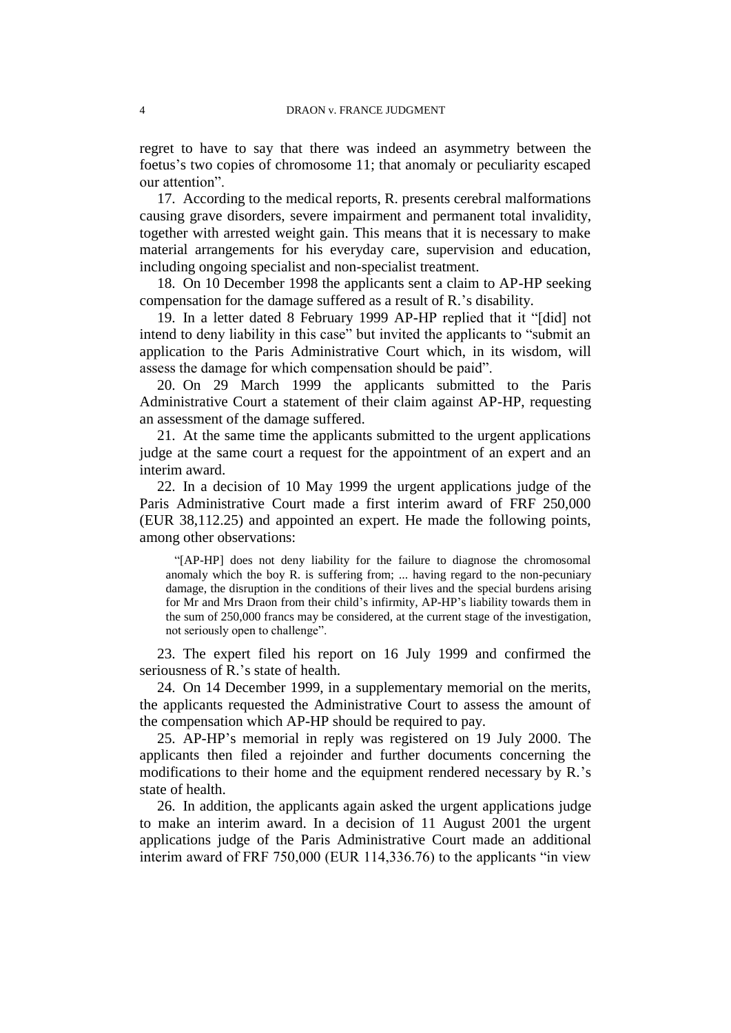regret to have to say that there was indeed an asymmetry between the foetus's two copies of chromosome 11; that anomaly or peculiarity escaped our attention".

17. According to the medical reports, R. presents cerebral malformations causing grave disorders, severe impairment and permanent total invalidity, together with arrested weight gain. This means that it is necessary to make material arrangements for his everyday care, supervision and education, including ongoing specialist and non-specialist treatment.

18. On 10 December 1998 the applicants sent a claim to AP-HP seeking compensation for the damage suffered as a result of R.'s disability.

19. In a letter dated 8 February 1999 AP-HP replied that it "[did] not intend to deny liability in this case" but invited the applicants to "submit an application to the Paris Administrative Court which, in its wisdom, will assess the damage for which compensation should be paid".

20. On 29 March 1999 the applicants submitted to the Paris Administrative Court a statement of their claim against AP-HP, requesting an assessment of the damage suffered.

21. At the same time the applicants submitted to the urgent applications judge at the same court a request for the appointment of an expert and an interim award.

22. In a decision of 10 May 1999 the urgent applications judge of the Paris Administrative Court made a first interim award of FRF 250,000 (EUR 38,112.25) and appointed an expert. He made the following points, among other observations:

> "[AP-HP] does not deny liability for the failure to diagnose the chromosomal anomaly which the boy R. is suffering from; ... having regard to the non-pecuniary damage, the disruption in the conditions of their lives and the special burdens arising for Mr and Mrs Draon from their child's infirmity, AP-HP's liability towards them in the sum of 250,000 francs may be considered, at the current stage of the investigation, not seriously open to challenge".

23. The expert filed his report on 16 July 1999 and confirmed the seriousness of R.'s state of health.

24. On 14 December 1999, in a supplementary memorial on the merits, the applicants requested the Administrative Court to assess the amount of the compensation which AP-HP should be required to pay.

25. AP-HP's memorial in reply was registered on 19 July 2000. The applicants then filed a rejoinder and further documents concerning the modifications to their home and the equipment rendered necessary by R.'s state of health.

26. In addition, the applicants again asked the urgent applications judge to make an interim award. In a decision of 11 August 2001 the urgent applications judge of the Paris Administrative Court made an additional interim award of FRF 750,000 (EUR 114,336.76) to the applicants "in view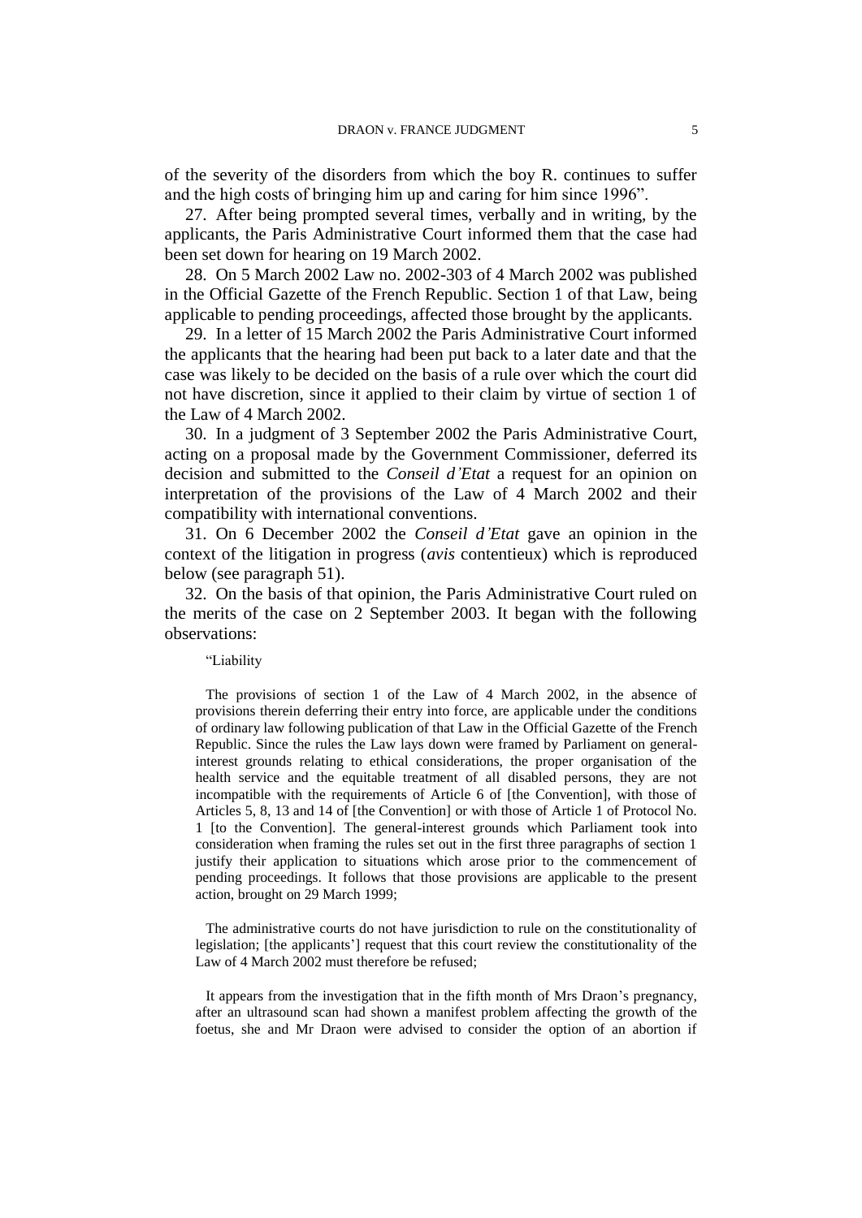of the severity of the disorders from which the boy R. continues to suffer and the high costs of bringing him up and caring for him since 1996".

27. After being prompted several times, verbally and in writing, by the applicants, the Paris Administrative Court informed them that the case had been set down for hearing on 19 March 2002.

28. On 5 March 2002 Law no. 2002-303 of 4 March 2002 was published in the Official Gazette of the French Republic. Section 1 of that Law, being applicable to pending proceedings, affected those brought by the applicants.

29. In a letter of 15 March 2002 the Paris Administrative Court informed the applicants that the hearing had been put back to a later date and that the case was likely to be decided on the basis of a rule over which the court did not have discretion, since it applied to their claim by virtue of section 1 of the Law of 4 March 2002.

30. In a judgment of 3 September 2002 the Paris Administrative Court, acting on a proposal made by the Government Commissioner, deferred its decision and submitted to the *Conseil d'Etat* a request for an opinion on interpretation of the provisions of the Law of 4 March 2002 and their compatibility with international conventions.

31. On 6 December 2002 the *Conseil d'Etat* gave an opinion in the context of the litigation in progress (*avis* contentieux) which is reproduced below (see paragraph 51).

32. On the basis of that opinion, the Paris Administrative Court ruled on the merits of the case on 2 September 2003. It began with the following observations:

> "Liability
>
> The provisions of section 1 of the Law of 4 March 2002, in the absence of provisions therein deferring their entry into force, are applicable under the conditions of ordinary law following publication of that Law in the Official Gazette of the French Republic. Since the rules the Law lays down were framed by Parliament on general-interest grounds relating to ethical considerations, the proper organisation of the health service and the equitable treatment of all disabled persons, they are not incompatible with the requirements of Article 6 of [the Convention], with those of Articles 5, 8, 13 and 14 of [the Convention] or with those of Article 1 of Protocol No. 1 [to the Convention]. The general-interest grounds which Parliament took into consideration when framing the rules set out in the first three paragraphs of section 1 justify their application to situations which arose prior to the commencement of pending proceedings. It follows that those provisions are applicable to the present action, brought on 29 March 1999;
>
> The administrative courts do not have jurisdiction to rule on the constitutionality of legislation; [the applicants'] request that this court review the constitutionality of the Law of 4 March 2002 must therefore be refused;
>
> It appears from the investigation that in the fifth month of Mrs Draon's pregnancy, after an ultrasound scan had shown a manifest problem affecting the growth of the foetus, she and Mr Draon were advised to consider the option of an abortion if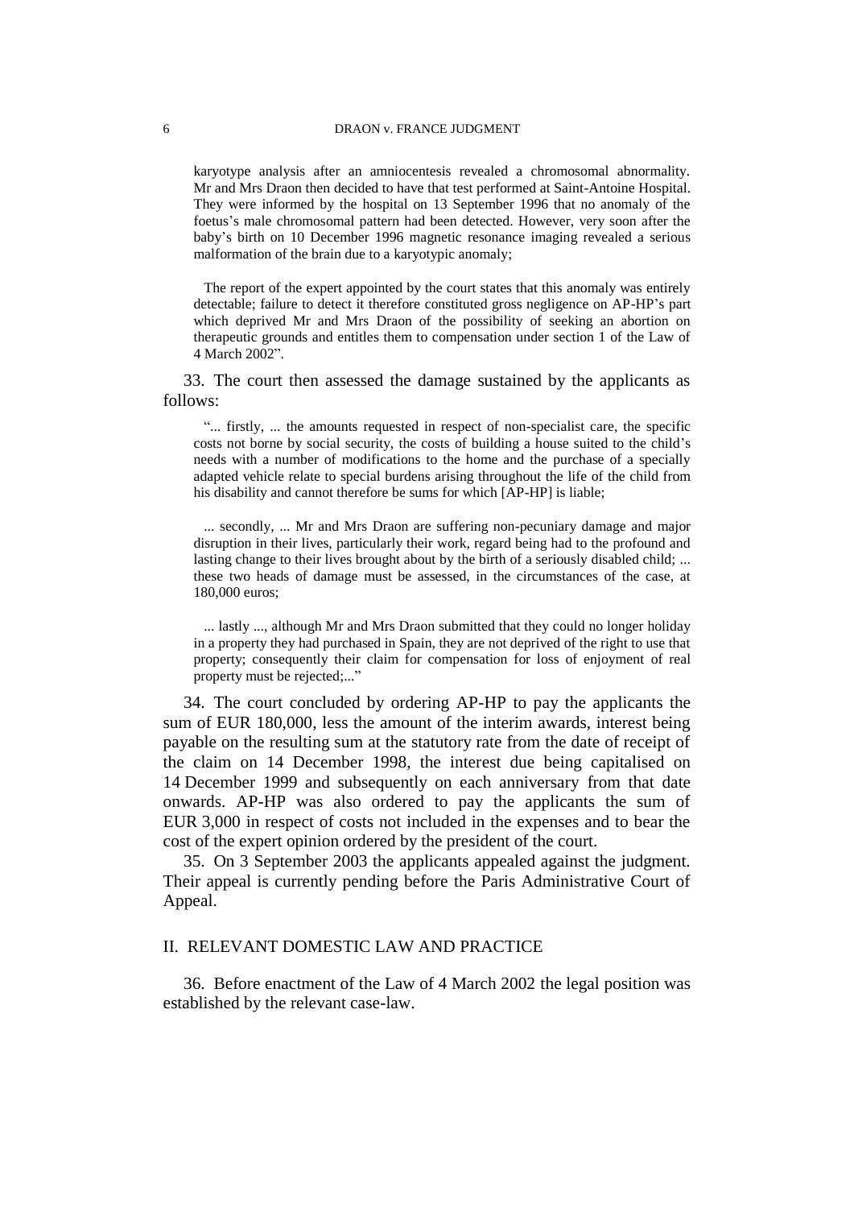karyotype analysis after an amniocentesis revealed a chromosomal abnormality. Mr and Mrs Draon then decided to have that test performed at Saint-Antoine Hospital. They were informed by the hospital on 13 September 1996 that no anomaly of the foetus's male chromosomal pattern had been detected. However, very soon after the baby's birth on 10 December 1996 magnetic resonance imaging revealed a serious malformation of the brain due to a karyotypic anomaly;

> The report of the expert appointed by the court states that this anomaly was entirely detectable; failure to detect it therefore constituted gross negligence on AP-HP's part which deprived Mr and Mrs Draon of the possibility of seeking an abortion on therapeutic grounds and entitles them to compensation under section 1 of the Law of 4 March 2002".

33. The court then assessed the damage sustained by the applicants as follows:

> "... firstly, ... the amounts requested in respect of non-specialist care, the specific costs not borne by social security, the costs of building a house suited to the child's needs with a number of modifications to the home and the purchase of a specially adapted vehicle relate to special burdens arising throughout the life of the child from his disability and cannot therefore be sums for which [AP-HP] is liable;
>
> ... secondly, ... Mr and Mrs Draon are suffering non-pecuniary damage and major disruption in their lives, particularly their work, regard being had to the profound and lasting change to their lives brought about by the birth of a seriously disabled child; ... these two heads of damage must be assessed, in the circumstances of the case, at 180,000 euros;
>
> ... lastly ..., although Mr and Mrs Draon submitted that they could no longer holiday in a property they had purchased in Spain, they are not deprived of the right to use that property; consequently their claim for compensation for loss of enjoyment of real property must be rejected;..."

34. The court concluded by ordering AP-HP to pay the applicants the sum of EUR 180,000, less the amount of the interim awards, interest being payable on the resulting sum at the statutory rate from the date of receipt of the claim on 14 December 1998, the interest due being capitalised on 14 December 1999 and subsequently on each anniversary from that date onwards. AP-HP was also ordered to pay the applicants the sum of EUR 3,000 in respect of costs not included in the expenses and to bear the cost of the expert opinion ordered by the president of the court.

35. On 3 September 2003 the applicants appealed against the judgment. Their appeal is currently pending before the Paris Administrative Court of Appeal.

## II. RELEVANT DOMESTIC LAW AND PRACTICE

36. Before enactment of the Law of 4 March 2002 the legal position was established by the relevant case-law.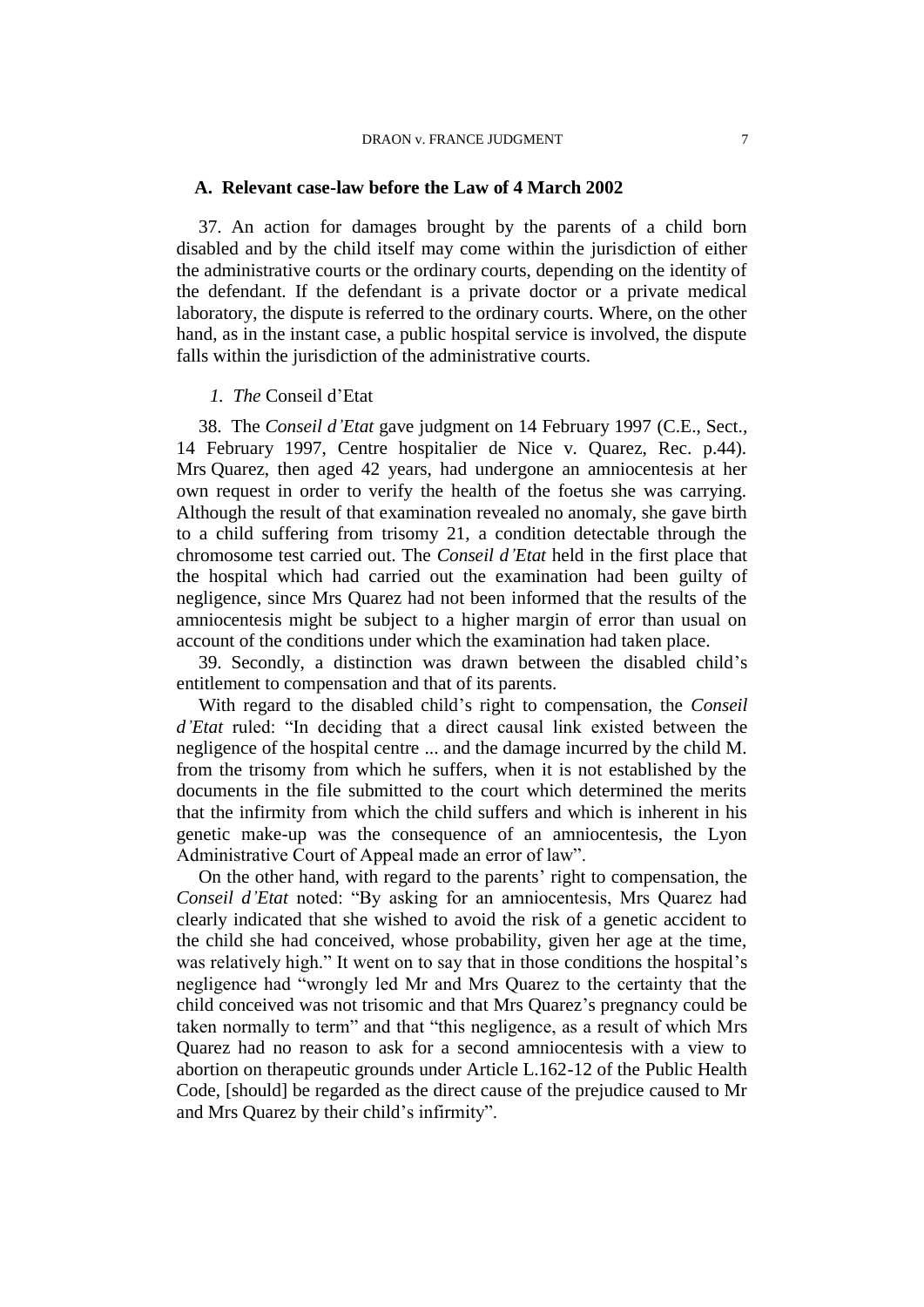## A. Relevant case-law before the Law of 4 March 2002

37. An action for damages brought by the parents of a child born disabled and by the child itself may come within the jurisdiction of either the administrative courts or the ordinary courts, depending on the identity of the defendant. If the defendant is a private doctor or a private medical laboratory, the dispute is referred to the ordinary courts. Where, on the other hand, as in the instant case, a public hospital service is involved, the dispute falls within the jurisdiction of the administrative courts.

### *1. The* Conseil d'Etat

38. The *Conseil d'Etat* gave judgment on 14 February 1997 (C.E., Sect., 14 February 1997, Centre hospitalier de Nice v. Quarez, Rec. p.44). Mrs Quarez, then aged 42 years, had undergone an amniocentesis at her own request in order to verify the health of the foetus she was carrying. Although the result of that examination revealed no anomaly, she gave birth to a child suffering from trisomy 21, a condition detectable through the chromosome test carried out. The *Conseil d'Etat* held in the first place that the hospital which had carried out the examination had been guilty of negligence, since Mrs Quarez had not been informed that the results of the amniocentesis might be subject to a higher margin of error than usual on account of the conditions under which the examination had taken place.

39. Secondly, a distinction was drawn between the disabled child's entitlement to compensation and that of its parents.

With regard to the disabled child's right to compensation, the *Conseil d'Etat* ruled: "In deciding that a direct causal link existed between the negligence of the hospital centre ... and the damage incurred by the child M. from the trisomy from which he suffers, when it is not established by the documents in the file submitted to the court which determined the merits that the infirmity from which the child suffers and which is inherent in his genetic make-up was the consequence of an amniocentesis, the Lyon Administrative Court of Appeal made an error of law".

On the other hand, with regard to the parents' right to compensation, the *Conseil d'Etat* noted: "By asking for an amniocentesis, Mrs Quarez had clearly indicated that she wished to avoid the risk of a genetic accident to the child she had conceived, whose probability, given her age at the time, was relatively high." It went on to say that in those conditions the hospital's negligence had "wrongly led Mr and Mrs Quarez to the certainty that the child conceived was not trisomic and that Mrs Quarez's pregnancy could be taken normally to term" and that "this negligence, as a result of which Mrs Quarez had no reason to ask for a second amniocentesis with a view to abortion on therapeutic grounds under Article L.162-12 of the Public Health Code, [should] be regarded as the direct cause of the prejudice caused to Mr and Mrs Quarez by their child's infirmity".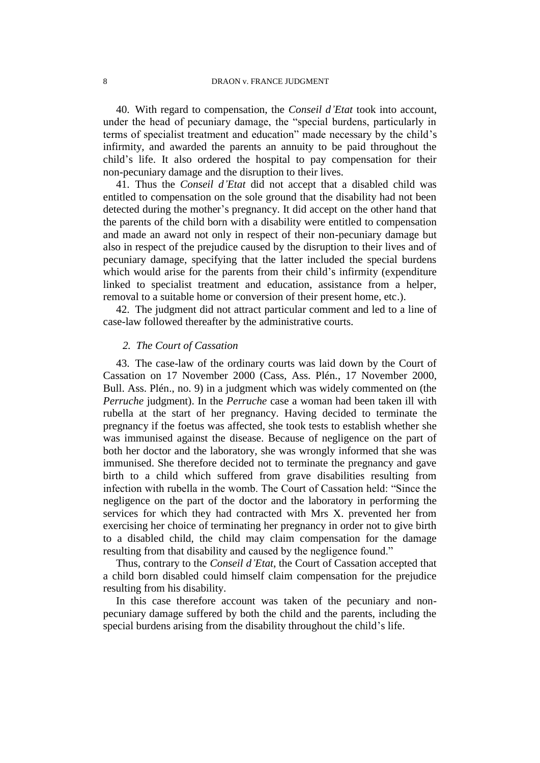40. With regard to compensation, the *Conseil d'Etat* took into account, under the head of pecuniary damage, the "special burdens, particularly in terms of specialist treatment and education" made necessary by the child's infirmity, and awarded the parents an annuity to be paid throughout the child's life. It also ordered the hospital to pay compensation for their non-pecuniary damage and the disruption to their lives.

41. Thus the *Conseil d'Etat* did not accept that a disabled child was entitled to compensation on the sole ground that the disability had not been detected during the mother's pregnancy. It did accept on the other hand that the parents of the child born with a disability were entitled to compensation and made an award not only in respect of their non-pecuniary damage but also in respect of the prejudice caused by the disruption to their lives and of pecuniary damage, specifying that the latter included the special burdens which would arise for the parents from their child's infirmity (expenditure linked to specialist treatment and education, assistance from a helper, removal to a suitable home or conversion of their present home, etc.).

42. The judgment did not attract particular comment and led to a line of case-law followed thereafter by the administrative courts.

### *2. The Court of Cassation*

43. The case-law of the ordinary courts was laid down by the Court of Cassation on 17 November 2000 (Cass, Ass. Plén., 17 November 2000, Bull. Ass. Plén., no. 9) in a judgment which was widely commented on (the *Perruche* judgment). In the *Perruche* case a woman had been taken ill with rubella at the start of her pregnancy. Having decided to terminate the pregnancy if the foetus was affected, she took tests to establish whether she was immunised against the disease. Because of negligence on the part of both her doctor and the laboratory, she was wrongly informed that she was immunised. She therefore decided not to terminate the pregnancy and gave birth to a child which suffered from grave disabilities resulting from infection with rubella in the womb. The Court of Cassation held: "Since the negligence on the part of the doctor and the laboratory in performing the services for which they had contracted with Mrs X. prevented her from exercising her choice of terminating her pregnancy in order not to give birth to a disabled child, the child may claim compensation for the damage resulting from that disability and caused by the negligence found."

Thus, contrary to the *Conseil d'Etat*, the Court of Cassation accepted that a child born disabled could himself claim compensation for the prejudice resulting from his disability.

In this case therefore account was taken of the pecuniary and non-pecuniary damage suffered by both the child and the parents, including the special burdens arising from the disability throughout the child's life.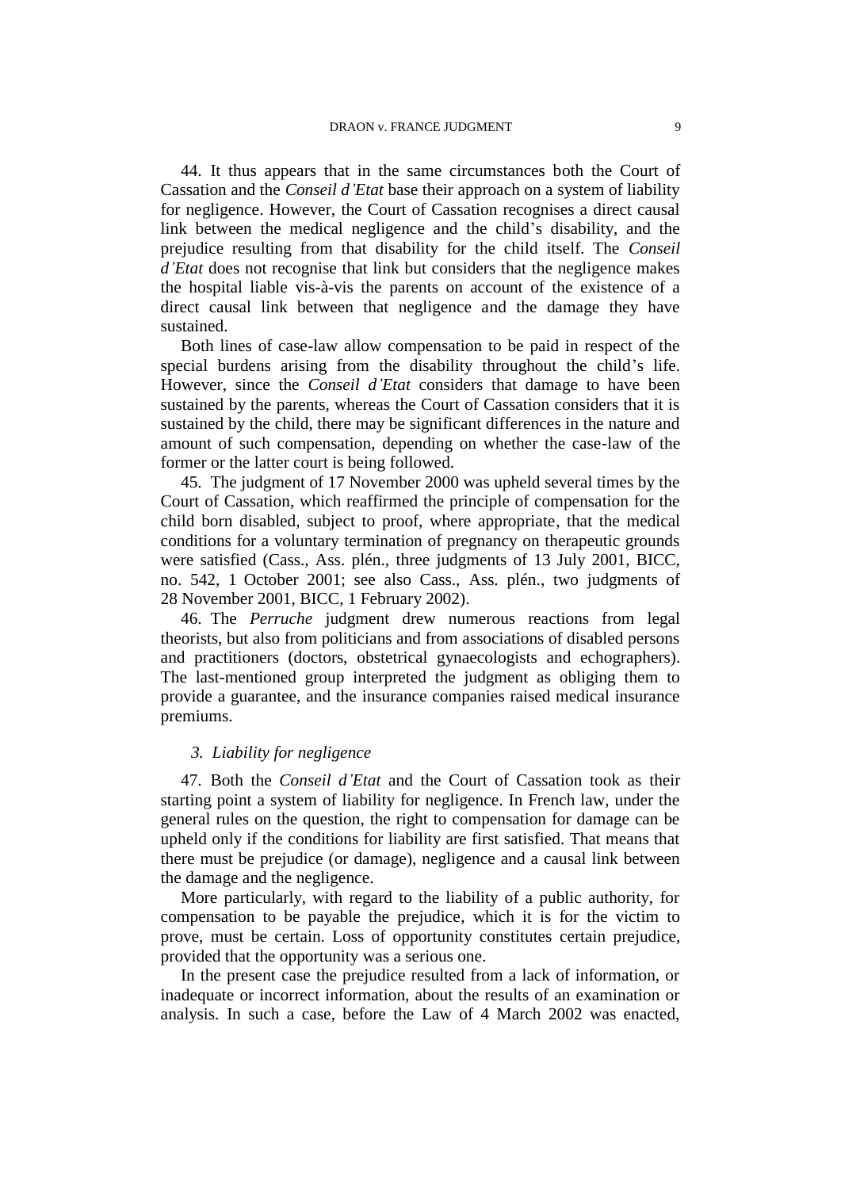44. It thus appears that in the same circumstances both the Court of Cassation and the *Conseil d'Etat* base their approach on a system of liability for negligence. However, the Court of Cassation recognises a direct causal link between the medical negligence and the child's disability, and the prejudice resulting from that disability for the child itself. The *Conseil d'Etat* does not recognise that link but considers that the negligence makes the hospital liable vis-à-vis the parents on account of the existence of a direct causal link between that negligence and the damage they have sustained.

Both lines of case-law allow compensation to be paid in respect of the special burdens arising from the disability throughout the child's life. However, since the *Conseil d'Etat* considers that damage to have been sustained by the parents, whereas the Court of Cassation considers that it is sustained by the child, there may be significant differences in the nature and amount of such compensation, depending on whether the case-law of the former or the latter court is being followed.

45. The judgment of 17 November 2000 was upheld several times by the Court of Cassation, which reaffirmed the principle of compensation for the child born disabled, subject to proof, where appropriate, that the medical conditions for a voluntary termination of pregnancy on therapeutic grounds were satisfied (Cass., Ass. plén., three judgments of 13 July 2001, BICC, no. 542, 1 October 2001; see also Cass., Ass. plén., two judgments of 28 November 2001, BICC, 1 February 2002).

46. The *Perruche* judgment drew numerous reactions from legal theorists, but also from politicians and from associations of disabled persons and practitioners (doctors, obstetrical gynaecologists and echographers). The last-mentioned group interpreted the judgment as obliging them to provide a guarantee, and the insurance companies raised medical insurance premiums.

### 3. *Liability for negligence*

47. Both the *Conseil d'Etat* and the Court of Cassation took as their starting point a system of liability for negligence. In French law, under the general rules on the question, the right to compensation for damage can be upheld only if the conditions for liability are first satisfied. That means that there must be prejudice (or damage), negligence and a causal link between the damage and the negligence.

More particularly, with regard to the liability of a public authority, for compensation to be payable the prejudice, which it is for the victim to prove, must be certain. Loss of opportunity constitutes certain prejudice, provided that the opportunity was a serious one.

In the present case the prejudice resulted from a lack of information, or inadequate or incorrect information, about the results of an examination or analysis. In such a case, before the Law of 4 March 2002 was enacted,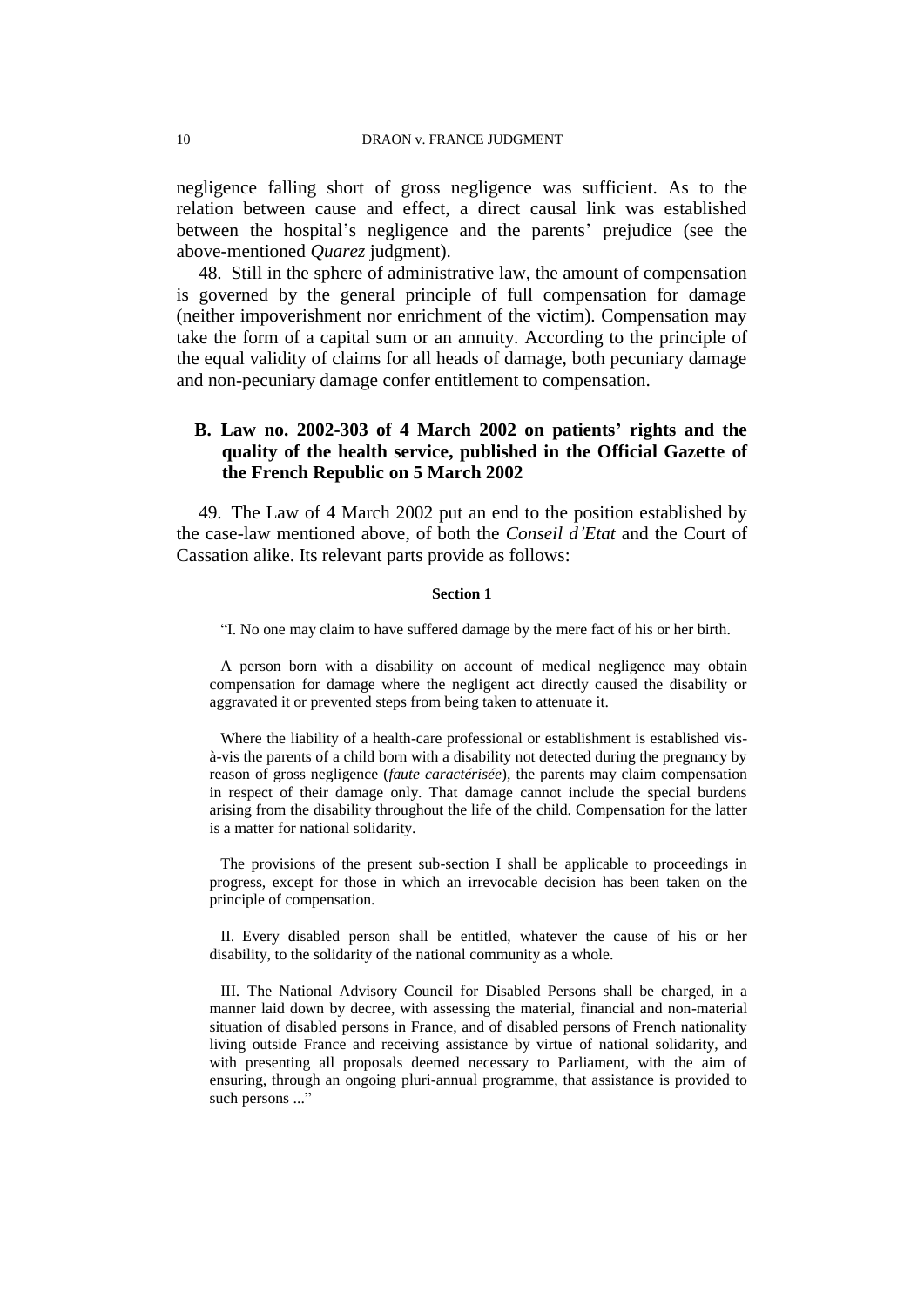negligence falling short of gross negligence was sufficient. As to the relation between cause and effect, a direct causal link was established between the hospital's negligence and the parents' prejudice (see the above-mentioned *Quarez* judgment).

48. Still in the sphere of administrative law, the amount of compensation is governed by the general principle of full compensation for damage (neither impoverishment nor enrichment of the victim). Compensation may take the form of a capital sum or an annuity. According to the principle of the equal validity of claims for all heads of damage, both pecuniary damage and non-pecuniary damage confer entitlement to compensation.

### B. Law no. 2002-303 of 4 March 2002 on patients' rights and the quality of the health service, published in the Official Gazette of the French Republic on 5 March 2002

49. The Law of 4 March 2002 put an end to the position established by the case-law mentioned above, of both the *Conseil d'Etat* and the Court of Cassation alike. Its relevant parts provide as follows:

**Section 1**

"I. No one may claim to have suffered damage by the mere fact of his or her birth.

A person born with a disability on account of medical negligence may obtain compensation for damage where the negligent act directly caused the disability or aggravated it or prevented steps from being taken to attenuate it.

Where the liability of a health-care professional or establishment is established vis-à-vis the parents of a child born with a disability not detected during the pregnancy by reason of gross negligence (*faute caractérisée*), the parents may claim compensation in respect of their damage only. That damage cannot include the special burdens arising from the disability throughout the life of the child. Compensation for the latter is a matter for national solidarity.

The provisions of the present sub-section I shall be applicable to proceedings in progress, except for those in which an irrevocable decision has been taken on the principle of compensation.

II. Every disabled person shall be entitled, whatever the cause of his or her disability, to the solidarity of the national community as a whole.

III. The National Advisory Council for Disabled Persons shall be charged, in a manner laid down by decree, with assessing the material, financial and non-material situation of disabled persons in France, and of disabled persons of French nationality living outside France and receiving assistance by virtue of national solidarity, and with presenting all proposals deemed necessary to Parliament, with the aim of ensuring, through an ongoing pluri-annual programme, that assistance is provided to such persons ..."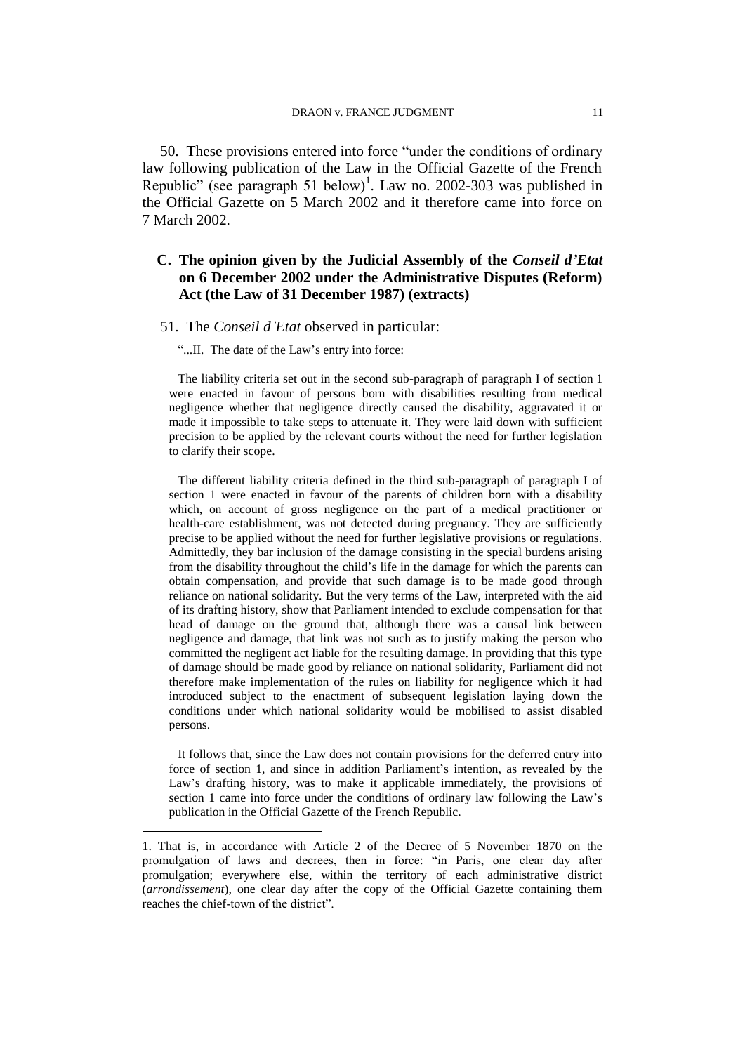50. These provisions entered into force "under the conditions of ordinary law following publication of the Law in the Official Gazette of the French Republic" (see paragraph 51 below)[1]. Law no. 2002-303 was published in the Official Gazette on 5 March 2002 and it therefore came into force on 7 March 2002.

## C. The opinion given by the Judicial Assembly of the *Conseil d'Etat* on 6 December 2002 under the Administrative Disputes (Reform) Act (the Law of 31 December 1987) (extracts)

51. The *Conseil d'Etat* observed in particular:

"...II. The date of the Law's entry into force:

The liability criteria set out in the second sub-paragraph of paragraph I of section 1 were enacted in favour of persons born with disabilities resulting from medical negligence whether that negligence directly caused the disability, aggravated it or made it impossible to take steps to attenuate it. They were laid down with sufficient precision to be applied by the relevant courts without the need for further legislation to clarify their scope.

The different liability criteria defined in the third sub-paragraph of paragraph I of section 1 were enacted in favour of the parents of children born with a disability which, on account of gross negligence on the part of a medical practitioner or health-care establishment, was not detected during pregnancy. They are sufficiently precise to be applied without the need for further legislative provisions or regulations. Admittedly, they bar inclusion of the damage consisting in the special burdens arising from the disability throughout the child's life in the damage for which the parents can obtain compensation, and provide that such damage is to be made good through reliance on national solidarity. But the very terms of the Law, interpreted with the aid of its drafting history, show that Parliament intended to exclude compensation for that head of damage on the ground that, although there was a causal link between negligence and damage, that link was not such as to justify making the person who committed the negligent act liable for the resulting damage. In providing that this type of damage should be made good by reliance on national solidarity, Parliament did not therefore make implementation of the rules on liability for negligence which it had introduced subject to the enactment of subsequent legislation laying down the conditions under which national solidarity would be mobilised to assist disabled persons.

It follows that, since the Law does not contain provisions for the deferred entry into force of section 1, and since in addition Parliament's intention, as revealed by the Law's drafting history, was to make it applicable immediately, the provisions of section 1 came into force under the conditions of ordinary law following the Law's publication in the Official Gazette of the French Republic.

---

1. That is, in accordance with Article 2 of the Decree of 5 November 1870 on the promulgation of laws and decrees, then in force: "in Paris, one clear day after promulgation; everywhere else, within the territory of each administrative district (*arrondissement*), one clear day after the copy of the Official Gazette containing them reaches the chief-town of the district".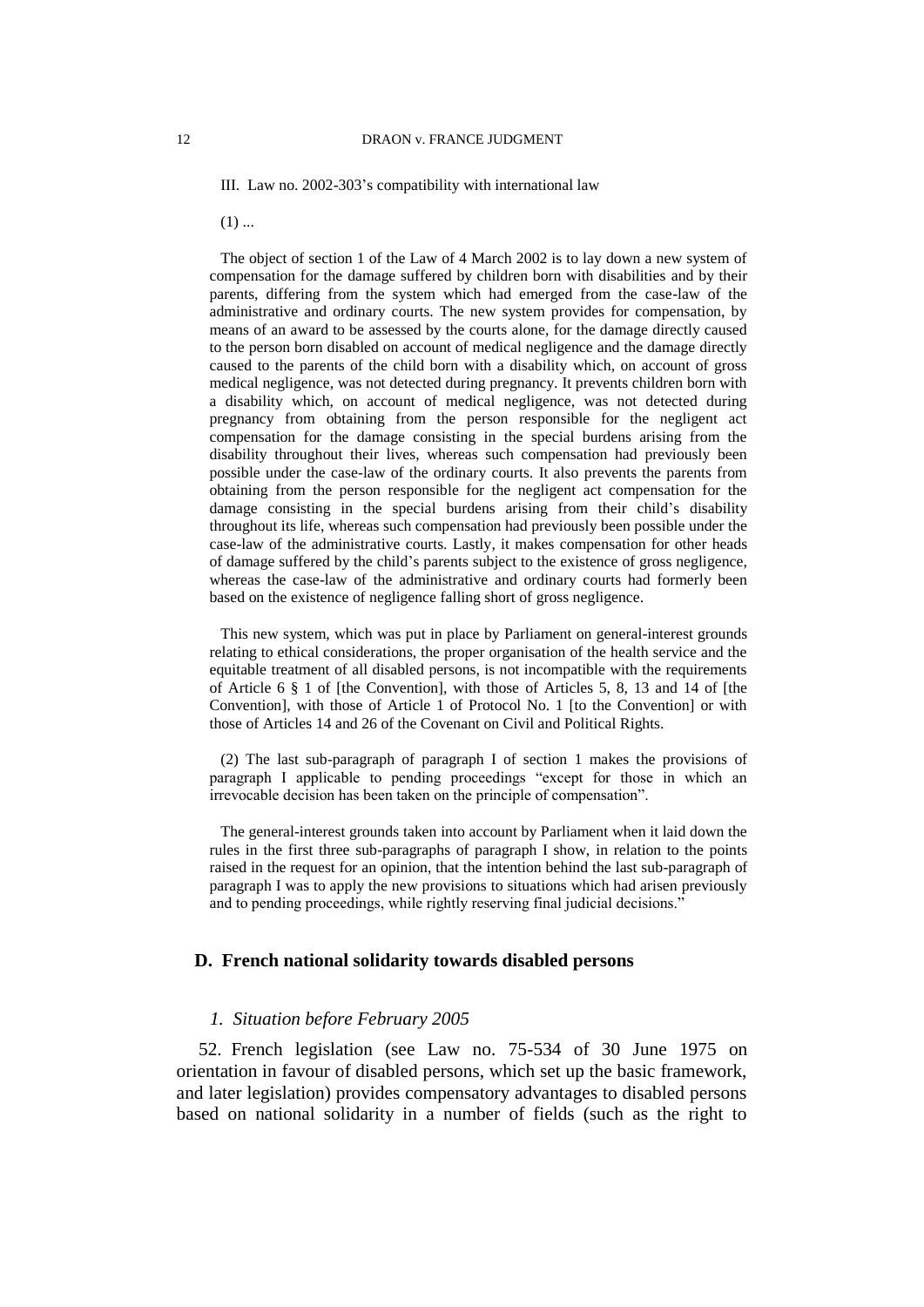III. Law no. 2002-303's compatibility with international law

(1) ...

The object of section 1 of the Law of 4 March 2002 is to lay down a new system of compensation for the damage suffered by children born with disabilities and by their parents, differing from the system which had emerged from the case-law of the administrative and ordinary courts. The new system provides for compensation, by means of an award to be assessed by the courts alone, for the damage directly caused to the person born disabled on account of medical negligence and the damage directly caused to the parents of the child born with a disability which, on account of gross medical negligence, was not detected during pregnancy. It prevents children born with a disability which, on account of medical negligence, was not detected during pregnancy from obtaining from the person responsible for the negligent act compensation for the damage consisting in the special burdens arising from the disability throughout their lives, whereas such compensation had previously been possible under the case-law of the ordinary courts. It also prevents the parents from obtaining from the person responsible for the negligent act compensation for the damage consisting in the special burdens arising from their child's disability throughout its life, whereas such compensation had previously been possible under the case-law of the administrative courts. Lastly, it makes compensation for other heads of damage suffered by the child's parents subject to the existence of gross negligence, whereas the case-law of the administrative and ordinary courts had formerly been based on the existence of negligence falling short of gross negligence.

This new system, which was put in place by Parliament on general-interest grounds relating to ethical considerations, the proper organisation of the health service and the equitable treatment of all disabled persons, is not incompatible with the requirements of Article 6 § 1 of [the Convention], with those of Articles 5, 8, 13 and 14 of [the Convention], with those of Article 1 of Protocol No. 1 [to the Convention] or with those of Articles 14 and 26 of the Covenant on Civil and Political Rights.

(2) The last sub-paragraph of paragraph I of section 1 makes the provisions of paragraph I applicable to pending proceedings "except for those in which an irrevocable decision has been taken on the principle of compensation".

The general-interest grounds taken into account by Parliament when it laid down the rules in the first three sub-paragraphs of paragraph I show, in relation to the points raised in the request for an opinion, that the intention behind the last sub-paragraph of paragraph I was to apply the new provisions to situations which had arisen previously and to pending proceedings, while rightly reserving final judicial decisions."

### D. French national solidarity towards disabled persons

#### *1. Situation before February 2005*

52. French legislation (see Law no. 75-534 of 30 June 1975 on orientation in favour of disabled persons, which set up the basic framework, and later legislation) provides compensatory advantages to disabled persons based on national solidarity in a number of fields (such as the right to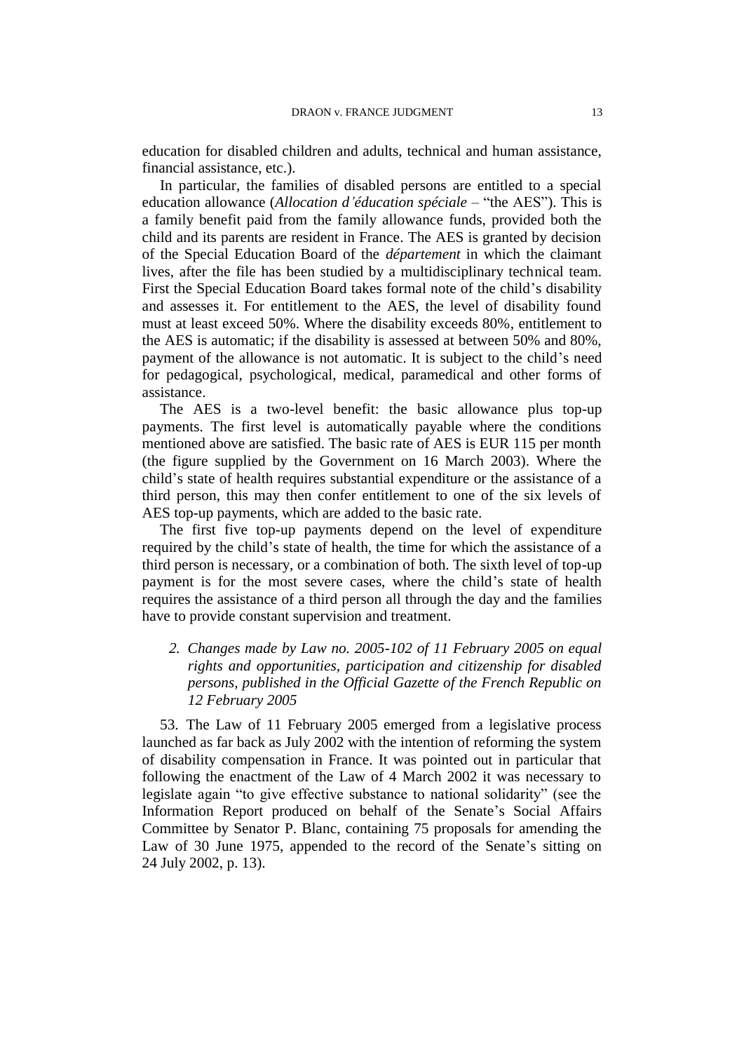education for disabled children and adults, technical and human assistance, financial assistance, etc.).

In particular, the families of disabled persons are entitled to a special education allowance (*Allocation d'éducation spéciale* – "the AES"). This is a family benefit paid from the family allowance funds, provided both the child and its parents are resident in France. The AES is granted by decision of the Special Education Board of the *département* in which the claimant lives, after the file has been studied by a multidisciplinary technical team. First the Special Education Board takes formal note of the child's disability and assesses it. For entitlement to the AES, the level of disability found must at least exceed 50%. Where the disability exceeds 80%, entitlement to the AES is automatic; if the disability is assessed at between 50% and 80%, payment of the allowance is not automatic. It is subject to the child's need for pedagogical, psychological, medical, paramedical and other forms of assistance.

The AES is a two-level benefit: the basic allowance plus top-up payments. The first level is automatically payable where the conditions mentioned above are satisfied. The basic rate of AES is EUR 115 per month (the figure supplied by the Government on 16 March 2003). Where the child's state of health requires substantial expenditure or the assistance of a third person, this may then confer entitlement to one of the six levels of AES top-up payments, which are added to the basic rate.

The first five top-up payments depend on the level of expenditure required by the child's state of health, the time for which the assistance of a third person is necessary, or a combination of both. The sixth level of top-up payment is for the most severe cases, where the child's state of health requires the assistance of a third person all through the day and the families have to provide constant supervision and treatment.

### *2. Changes made by Law no. 2005-102 of 11 February 2005 on equal rights and opportunities, participation and citizenship for disabled persons, published in the Official Gazette of the French Republic on 12 February 2005*

53. The Law of 11 February 2005 emerged from a legislative process launched as far back as July 2002 with the intention of reforming the system of disability compensation in France. It was pointed out in particular that following the enactment of the Law of 4 March 2002 it was necessary to legislate again "to give effective substance to national solidarity" (see the Information Report produced on behalf of the Senate's Social Affairs Committee by Senator P. Blanc, containing 75 proposals for amending the Law of 30 June 1975, appended to the record of the Senate's sitting on 24 July 2002, p. 13).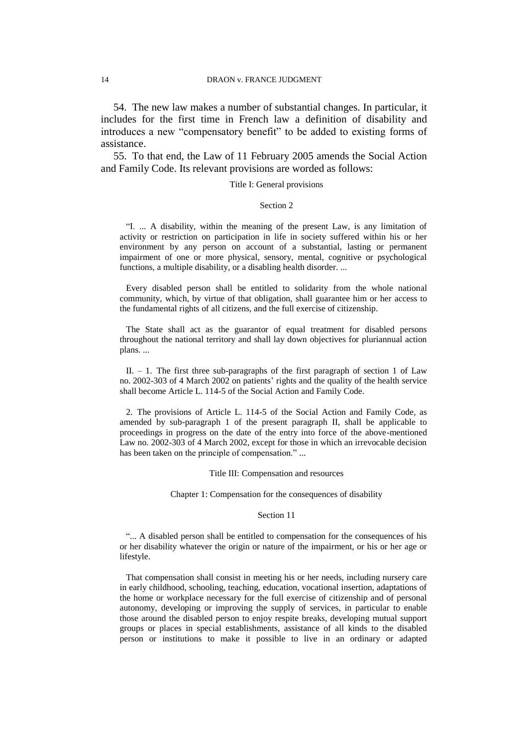54. The new law makes a number of substantial changes. In particular, it includes for the first time in French law a definition of disability and introduces a new "compensatory benefit" to be added to existing forms of assistance.

55. To that end, the Law of 11 February 2005 amends the Social Action and Family Code. Its relevant provisions are worded as follows:

Title I: General provisions

Section 2

"I. ... A disability, within the meaning of the present Law, is any limitation of activity or restriction on participation in life in society suffered within his or her environment by any person on account of a substantial, lasting or permanent impairment of one or more physical, sensory, mental, cognitive or psychological functions, a multiple disability, or a disabling health disorder. ...

Every disabled person shall be entitled to solidarity from the whole national community, which, by virtue of that obligation, shall guarantee him or her access to the fundamental rights of all citizens, and the full exercise of citizenship.

The State shall act as the guarantor of equal treatment for disabled persons throughout the national territory and shall lay down objectives for pluriannual action plans. ...

II. – 1. The first three sub-paragraphs of the first paragraph of section 1 of Law no. 2002-303 of 4 March 2002 on patients' rights and the quality of the health service shall become Article L. 114-5 of the Social Action and Family Code.

2. The provisions of Article L. 114-5 of the Social Action and Family Code, as amended by sub-paragraph 1 of the present paragraph II, shall be applicable to proceedings in progress on the date of the entry into force of the above-mentioned Law no. 2002-303 of 4 March 2002, except for those in which an irrevocable decision has been taken on the principle of compensation." ...

Title III: Compensation and resources

Chapter 1: Compensation for the consequences of disability

Section 11

"... A disabled person shall be entitled to compensation for the consequences of his or her disability whatever the origin or nature of the impairment, or his or her age or lifestyle.

That compensation shall consist in meeting his or her needs, including nursery care in early childhood, schooling, teaching, education, vocational insertion, adaptations of the home or workplace necessary for the full exercise of citizenship and of personal autonomy, developing or improving the supply of services, in particular to enable those around the disabled person to enjoy respite breaks, developing mutual support groups or places in special establishments, assistance of all kinds to the disabled person or institutions to make it possible to live in an ordinary or adapted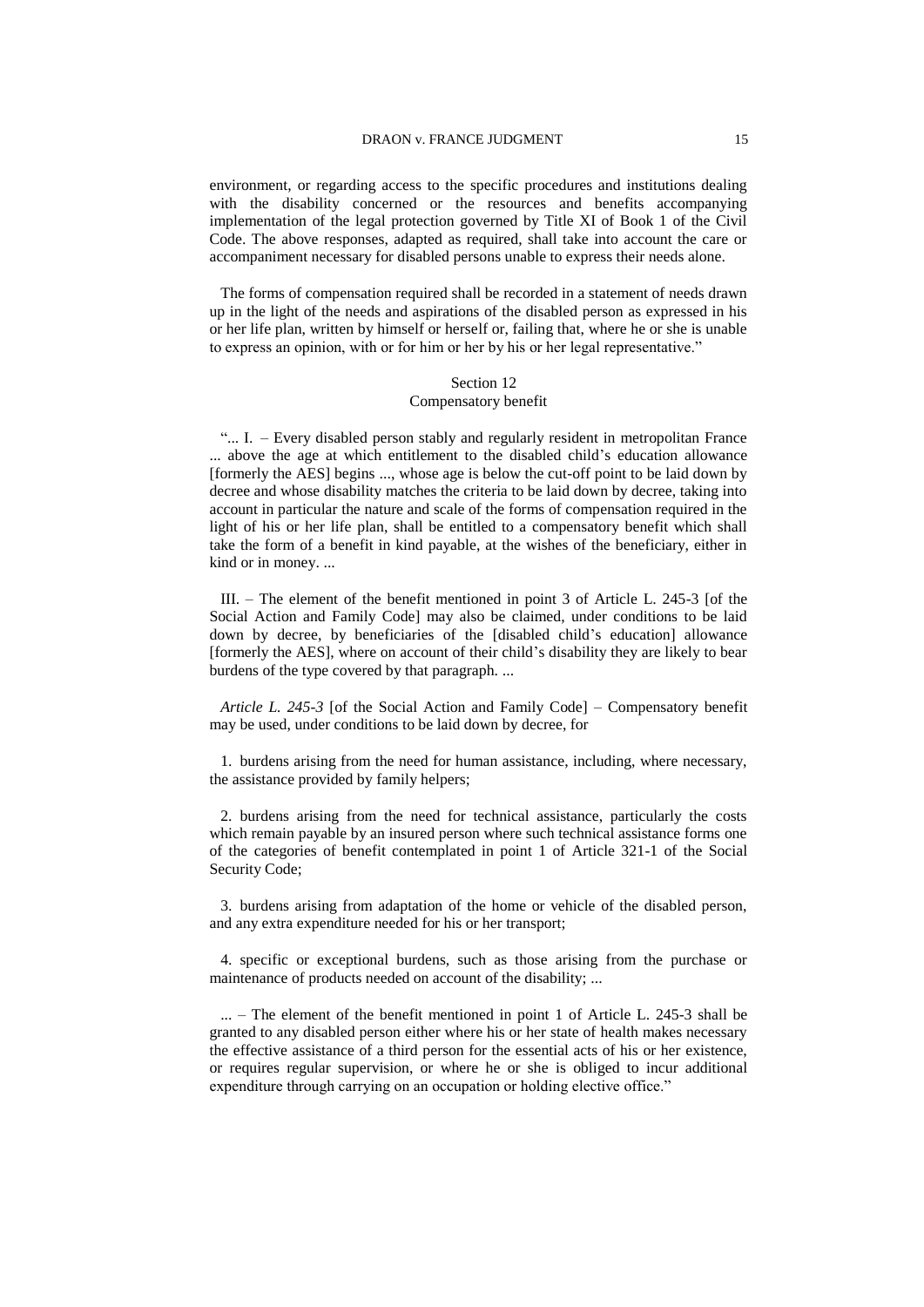environment, or regarding access to the specific procedures and institutions dealing with the disability concerned or the resources and benefits accompanying implementation of the legal protection governed by Title XI of Book 1 of the Civil Code. The above responses, adapted as required, shall take into account the care or accompaniment necessary for disabled persons unable to express their needs alone.

The forms of compensation required shall be recorded in a statement of needs drawn up in the light of the needs and aspirations of the disabled person as expressed in his or her life plan, written by himself or herself or, failing that, where he or she is unable to express an opinion, with or for him or her by his or her legal representative."

Section 12
Compensatory benefit

"... I. – Every disabled person stably and regularly resident in metropolitan France ... above the age at which entitlement to the disabled child's education allowance [formerly the AES] begins ..., whose age is below the cut-off point to be laid down by decree and whose disability matches the criteria to be laid down by decree, taking into account in particular the nature and scale of the forms of compensation required in the light of his or her life plan, shall be entitled to a compensatory benefit which shall take the form of a benefit in kind payable, at the wishes of the beneficiary, either in kind or in money. ...

III. – The element of the benefit mentioned in point 3 of Article L. 245-3 [of the Social Action and Family Code] may also be claimed, under conditions to be laid down by decree, by beneficiaries of the [disabled child's education] allowance [formerly the AES], where on account of their child's disability they are likely to bear burdens of the type covered by that paragraph. ...

*Article L. 245-3* [of the Social Action and Family Code] – Compensatory benefit may be used, under conditions to be laid down by decree, for

1. burdens arising from the need for human assistance, including, where necessary, the assistance provided by family helpers;

2. burdens arising from the need for technical assistance, particularly the costs which remain payable by an insured person where such technical assistance forms one of the categories of benefit contemplated in point 1 of Article 321-1 of the Social Security Code;

3. burdens arising from adaptation of the home or vehicle of the disabled person, and any extra expenditure needed for his or her transport;

4. specific or exceptional burdens, such as those arising from the purchase or maintenance of products needed on account of the disability; ...

... – The element of the benefit mentioned in point 1 of Article L. 245-3 shall be granted to any disabled person either where his or her state of health makes necessary the effective assistance of a third person for the essential acts of his or her existence, or requires regular supervision, or where he or she is obliged to incur additional expenditure through carrying on an occupation or holding elective office."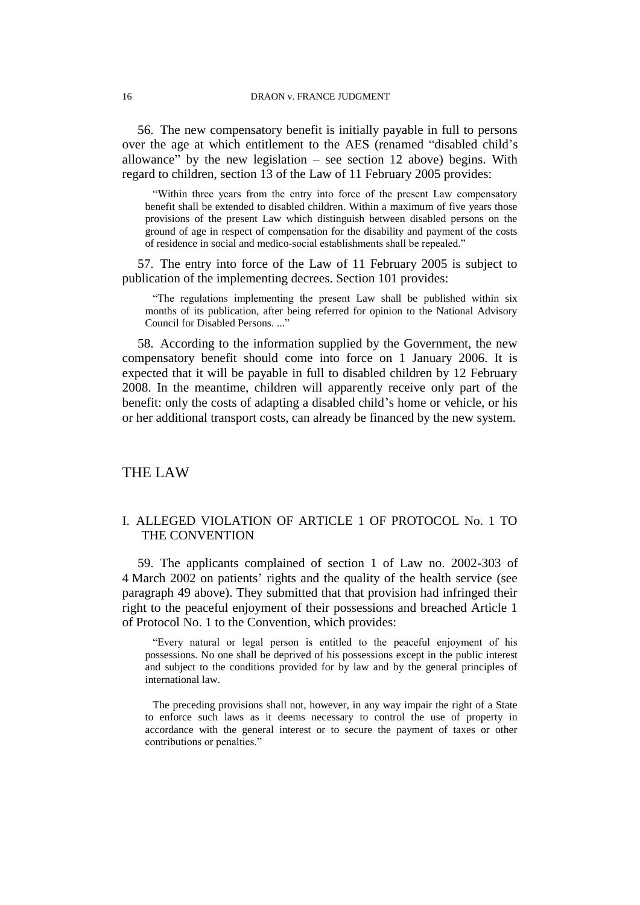56. The new compensatory benefit is initially payable in full to persons over the age at which entitlement to the AES (renamed "disabled child's allowance" by the new legislation – see section 12 above) begins. With regard to children, section 13 of the Law of 11 February 2005 provides:

> "Within three years from the entry into force of the present Law compensatory benefit shall be extended to disabled children. Within a maximum of five years those provisions of the present Law which distinguish between disabled persons on the ground of age in respect of compensation for the disability and payment of the costs of residence in social and medico-social establishments shall be repealed."

57. The entry into force of the Law of 11 February 2005 is subject to publication of the implementing decrees. Section 101 provides:

> "The regulations implementing the present Law shall be published within six months of its publication, after being referred for opinion to the National Advisory Council for Disabled Persons. ..."

58. According to the information supplied by the Government, the new compensatory benefit should come into force on 1 January 2006. It is expected that it will be payable in full to disabled children by 12 February 2008. In the meantime, children will apparently receive only part of the benefit: only the costs of adapting a disabled child's home or vehicle, or his or her additional transport costs, can already be financed by the new system.

# THE LAW

## I. ALLEGED VIOLATION OF ARTICLE 1 OF PROTOCOL No. 1 TO THE CONVENTION

59. The applicants complained of section 1 of Law no. 2002-303 of 4 March 2002 on patients' rights and the quality of the health service (see paragraph 49 above). They submitted that that provision had infringed their right to the peaceful enjoyment of their possessions and breached Article 1 of Protocol No. 1 to the Convention, which provides:

> "Every natural or legal person is entitled to the peaceful enjoyment of his possessions. No one shall be deprived of his possessions except in the public interest and subject to the conditions provided for by law and by the general principles of international law.
>
> The preceding provisions shall not, however, in any way impair the right of a State to enforce such laws as it deems necessary to control the use of property in accordance with the general interest or to secure the payment of taxes or other contributions or penalties."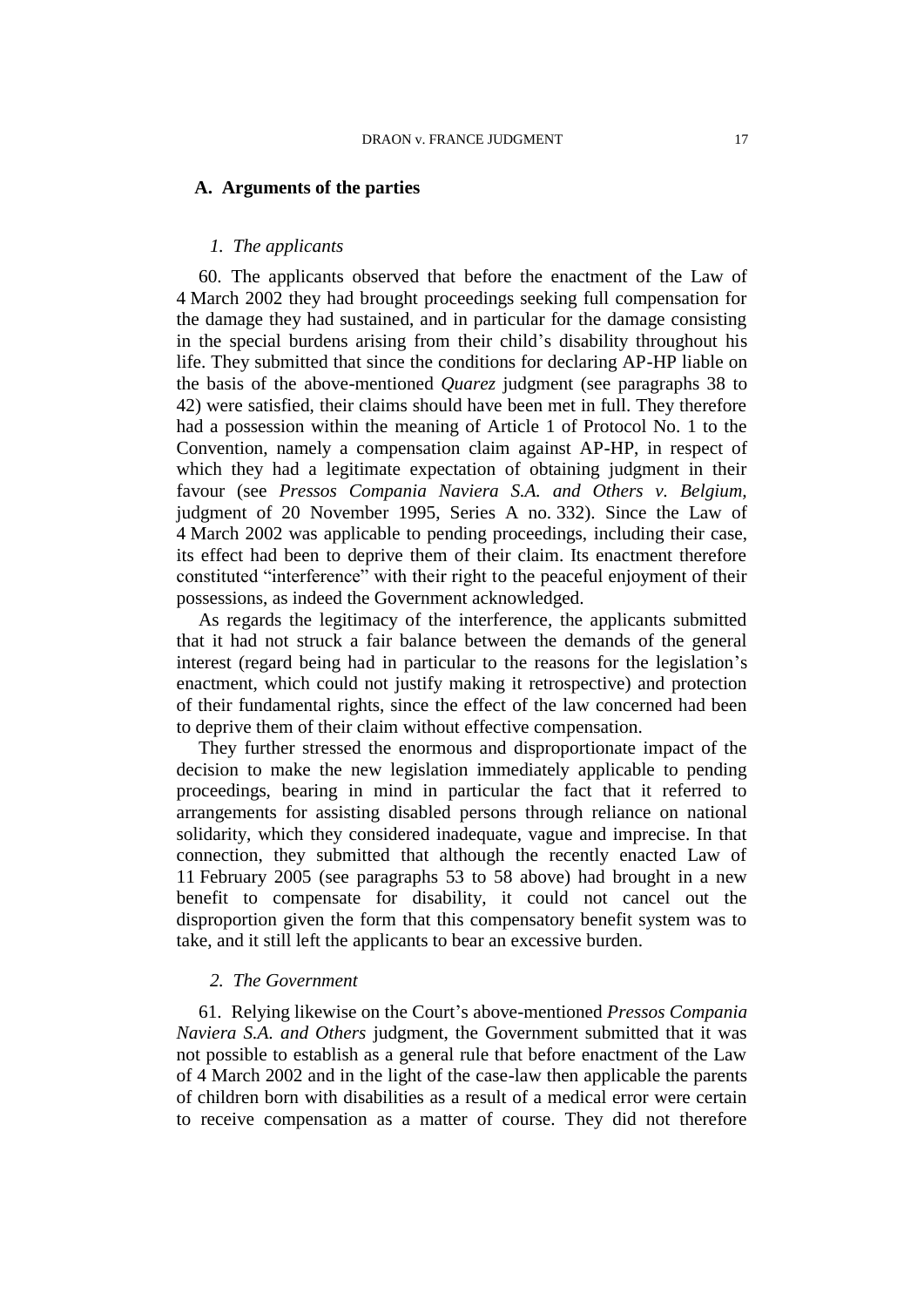### A. Arguments of the parties

#### *1. The applicants*

60. The applicants observed that before the enactment of the Law of 4 March 2002 they had brought proceedings seeking full compensation for the damage they had sustained, and in particular for the damage consisting in the special burdens arising from their child's disability throughout his life. They submitted that since the conditions for declaring AP-HP liable on the basis of the above-mentioned *Quarez* judgment (see paragraphs 38 to 42) were satisfied, their claims should have been met in full. They therefore had a possession within the meaning of Article 1 of Protocol No. 1 to the Convention, namely a compensation claim against AP-HP, in respect of which they had a legitimate expectation of obtaining judgment in their favour (see *Pressos Compania Naviera S.A. and Others v. Belgium*, judgment of 20 November 1995, Series A no. 332). Since the Law of 4 March 2002 was applicable to pending proceedings, including their case, its effect had been to deprive them of their claim. Its enactment therefore constituted "interference" with their right to the peaceful enjoyment of their possessions, as indeed the Government acknowledged.

As regards the legitimacy of the interference, the applicants submitted that it had not struck a fair balance between the demands of the general interest (regard being had in particular to the reasons for the legislation's enactment, which could not justify making it retrospective) and protection of their fundamental rights, since the effect of the law concerned had been to deprive them of their claim without effective compensation.

They further stressed the enormous and disproportionate impact of the decision to make the new legislation immediately applicable to pending proceedings, bearing in mind in particular the fact that it referred to arrangements for assisting disabled persons through reliance on national solidarity, which they considered inadequate, vague and imprecise. In that connection, they submitted that although the recently enacted Law of 11 February 2005 (see paragraphs 53 to 58 above) had brought in a new benefit to compensate for disability, it could not cancel out the disproportion given the form that this compensatory benefit system was to take, and it still left the applicants to bear an excessive burden.

#### *2. The Government*

61. Relying likewise on the Court's above-mentioned *Pressos Compania Naviera S.A. and Others* judgment, the Government submitted that it was not possible to establish as a general rule that before enactment of the Law of 4 March 2002 and in the light of the case-law then applicable the parents of children born with disabilities as a result of a medical error were certain to receive compensation as a matter of course. They did not therefore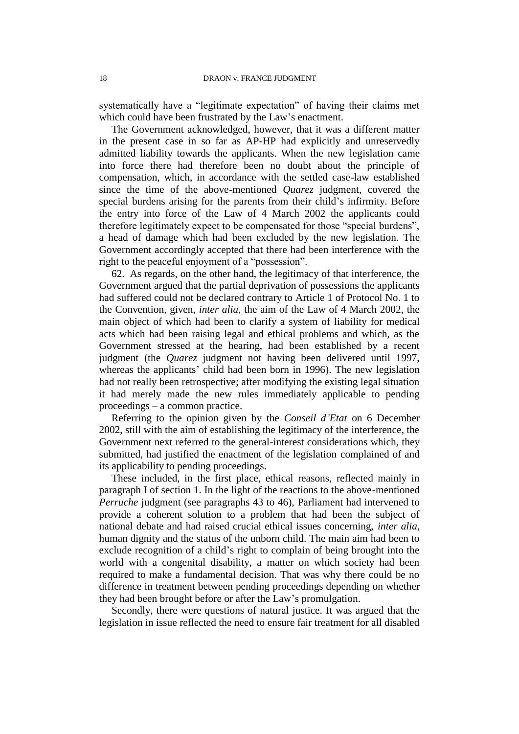systematically have a "legitimate expectation" of having their claims met which could have been frustrated by the Law's enactment.

The Government acknowledged, however, that it was a different matter in the present case in so far as AP-HP had explicitly and unreservedly admitted liability towards the applicants. When the new legislation came into force there had therefore been no doubt about the principle of compensation, which, in accordance with the settled case-law established since the time of the above-mentioned *Quarez* judgment, covered the special burdens arising for the parents from their child's infirmity. Before the entry into force of the Law of 4 March 2002 the applicants could therefore legitimately expect to be compensated for those "special burdens", a head of damage which had been excluded by the new legislation. The Government accordingly accepted that there had been interference with the right to the peaceful enjoyment of a "possession".

62. As regards, on the other hand, the legitimacy of that interference, the Government argued that the partial deprivation of possessions the applicants had suffered could not be declared contrary to Article 1 of Protocol No. 1 to the Convention, given, *inter alia*, the aim of the Law of 4 March 2002, the main object of which had been to clarify a system of liability for medical acts which had been raising legal and ethical problems and which, as the Government stressed at the hearing, had been established by a recent judgment (the *Quarez* judgment not having been delivered until 1997, whereas the applicants' child had been born in 1996). The new legislation had not really been retrospective; after modifying the existing legal situation it had merely made the new rules immediately applicable to pending proceedings – a common practice.

Referring to the opinion given by the *Conseil d'Etat* on 6 December 2002, still with the aim of establishing the legitimacy of the interference, the Government next referred to the general-interest considerations which, they submitted, had justified the enactment of the legislation complained of and its applicability to pending proceedings.

These included, in the first place, ethical reasons, reflected mainly in paragraph I of section 1. In the light of the reactions to the above-mentioned *Perruche* judgment (see paragraphs 43 to 46), Parliament had intervened to provide a coherent solution to a problem that had been the subject of national debate and had raised crucial ethical issues concerning, *inter alia*, human dignity and the status of the unborn child. The main aim had been to exclude recognition of a child's right to complain of being brought into the world with a congenital disability, a matter on which society had been required to make a fundamental decision. That was why there could be no difference in treatment between pending proceedings depending on whether they had been brought before or after the Law's promulgation.

Secondly, there were questions of natural justice. It was argued that the legislation in issue reflected the need to ensure fair treatment for all disabled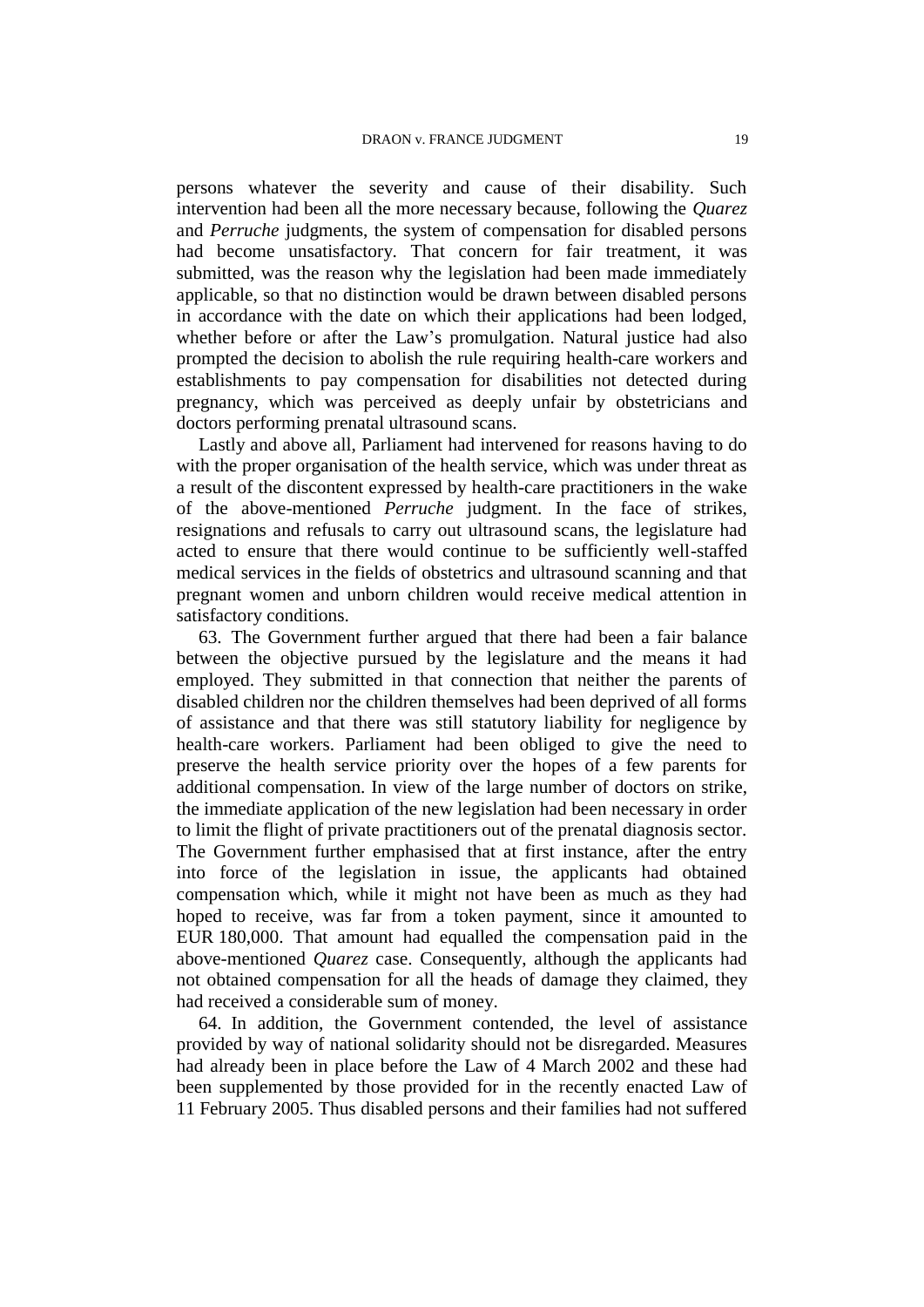persons whatever the severity and cause of their disability. Such intervention had been all the more necessary because, following the *Quarez* and *Perruche* judgments, the system of compensation for disabled persons had become unsatisfactory. That concern for fair treatment, it was submitted, was the reason why the legislation had been made immediately applicable, so that no distinction would be drawn between disabled persons in accordance with the date on which their applications had been lodged, whether before or after the Law's promulgation. Natural justice had also prompted the decision to abolish the rule requiring health-care workers and establishments to pay compensation for disabilities not detected during pregnancy, which was perceived as deeply unfair by obstetricians and doctors performing prenatal ultrasound scans.

Lastly and above all, Parliament had intervened for reasons having to do with the proper organisation of the health service, which was under threat as a result of the discontent expressed by health-care practitioners in the wake of the above-mentioned *Perruche* judgment. In the face of strikes, resignations and refusals to carry out ultrasound scans, the legislature had acted to ensure that there would continue to be sufficiently well-staffed medical services in the fields of obstetrics and ultrasound scanning and that pregnant women and unborn children would receive medical attention in satisfactory conditions.

63. The Government further argued that there had been a fair balance between the objective pursued by the legislature and the means it had employed. They submitted in that connection that neither the parents of disabled children nor the children themselves had been deprived of all forms of assistance and that there was still statutory liability for negligence by health-care workers. Parliament had been obliged to give the need to preserve the health service priority over the hopes of a few parents for additional compensation. In view of the large number of doctors on strike, the immediate application of the new legislation had been necessary in order to limit the flight of private practitioners out of the prenatal diagnosis sector. The Government further emphasised that at first instance, after the entry into force of the legislation in issue, the applicants had obtained compensation which, while it might not have been as much as they had hoped to receive, was far from a token payment, since it amounted to EUR 180,000. That amount had equalled the compensation paid in the above-mentioned *Quarez* case. Consequently, although the applicants had not obtained compensation for all the heads of damage they claimed, they had received a considerable sum of money.

64. In addition, the Government contended, the level of assistance provided by way of national solidarity should not be disregarded. Measures had already been in place before the Law of 4 March 2002 and these had been supplemented by those provided for in the recently enacted Law of 11 February 2005. Thus disabled persons and their families had not suffered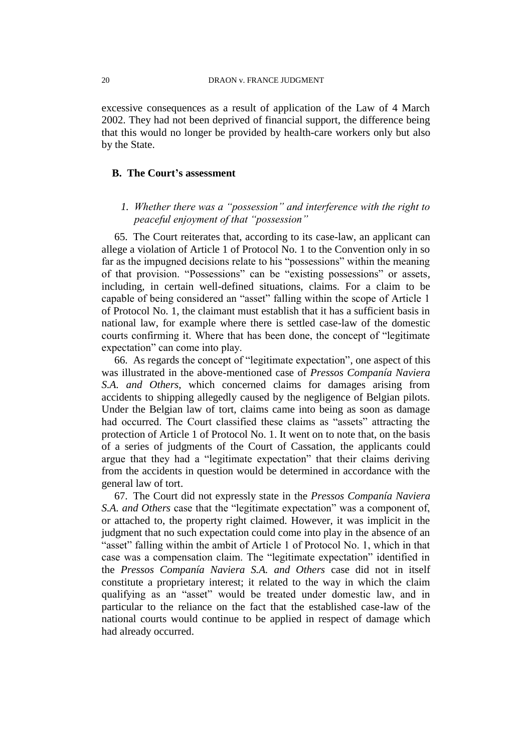excessive consequences as a result of application of the Law of 4 March 2002. They had not been deprived of financial support, the difference being that this would no longer be provided by health-care workers only but also by the State.

## B. The Court's assessment

### *1. Whether there was a "possession" and interference with the right to peaceful enjoyment of that "possession"*

65. The Court reiterates that, according to its case-law, an applicant can allege a violation of Article 1 of Protocol No. 1 to the Convention only in so far as the impugned decisions relate to his "possessions" within the meaning of that provision. "Possessions" can be "existing possessions" or assets, including, in certain well-defined situations, claims. For a claim to be capable of being considered an "asset" falling within the scope of Article 1 of Protocol No. 1, the claimant must establish that it has a sufficient basis in national law, for example where there is settled case-law of the domestic courts confirming it. Where that has been done, the concept of "legitimate expectation" can come into play.

66. As regards the concept of "legitimate expectation", one aspect of this was illustrated in the above-mentioned case of *Pressos Companía Naviera S.A. and Others*, which concerned claims for damages arising from accidents to shipping allegedly caused by the negligence of Belgian pilots. Under the Belgian law of tort, claims came into being as soon as damage had occurred. The Court classified these claims as "assets" attracting the protection of Article 1 of Protocol No. 1. It went on to note that, on the basis of a series of judgments of the Court of Cassation, the applicants could argue that they had a "legitimate expectation" that their claims deriving from the accidents in question would be determined in accordance with the general law of tort.

67. The Court did not expressly state in the *Pressos Companía Naviera S.A. and Others* case that the "legitimate expectation" was a component of, or attached to, the property right claimed. However, it was implicit in the judgment that no such expectation could come into play in the absence of an "asset" falling within the ambit of Article 1 of Protocol No. 1, which in that case was a compensation claim. The "legitimate expectation" identified in the *Pressos Companía Naviera S.A. and Others* case did not in itself constitute a proprietary interest; it related to the way in which the claim qualifying as an "asset" would be treated under domestic law, and in particular to the reliance on the fact that the established case-law of the national courts would continue to be applied in respect of damage which had already occurred.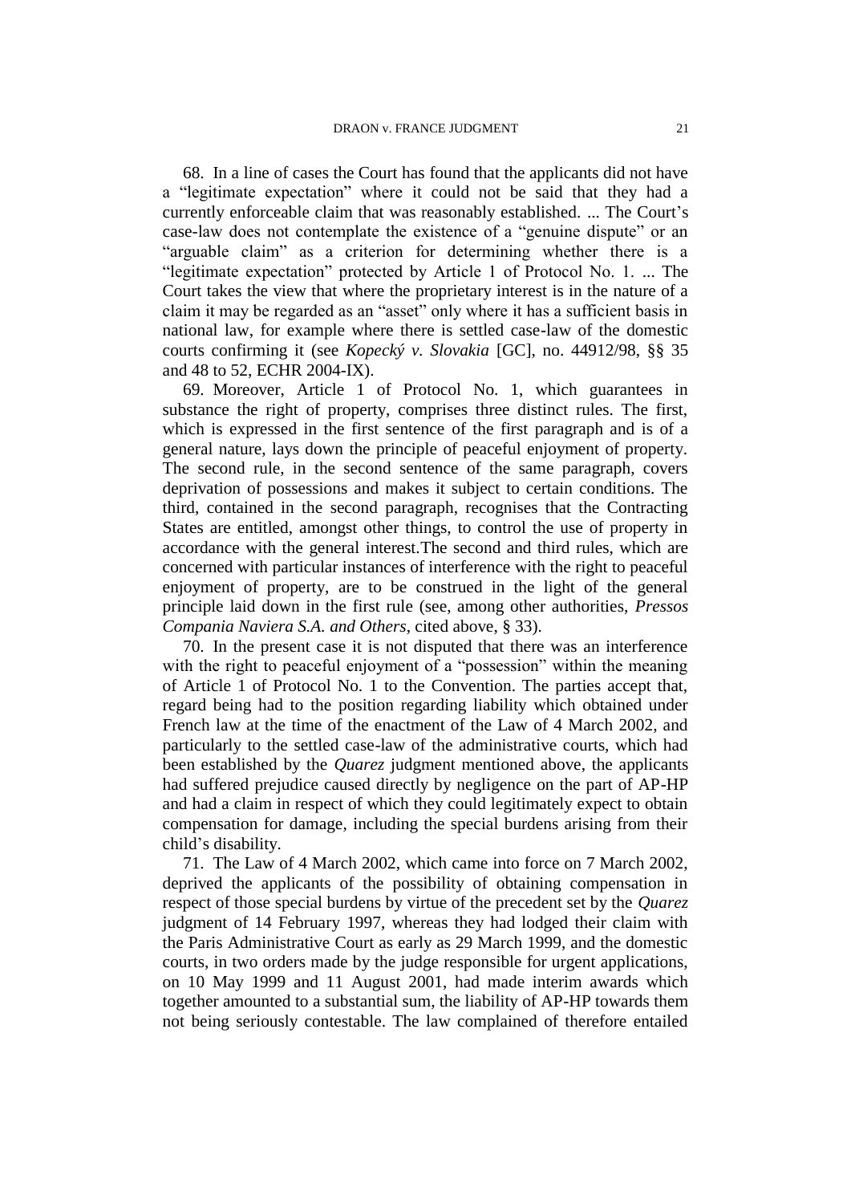68. In a line of cases the Court has found that the applicants did not have a "legitimate expectation" where it could not be said that they had a currently enforceable claim that was reasonably established. ... The Court's case-law does not contemplate the existence of a "genuine dispute" or an "arguable claim" as a criterion for determining whether there is a "legitimate expectation" protected by Article 1 of Protocol No. 1. ... The Court takes the view that where the proprietary interest is in the nature of a claim it may be regarded as an "asset" only where it has a sufficient basis in national law, for example where there is settled case-law of the domestic courts confirming it (see *Kopecký v. Slovakia* [GC], no. 44912/98, §§ 35 and 48 to 52, ECHR 2004-IX).

69. Moreover, Article 1 of Protocol No. 1, which guarantees in substance the right of property, comprises three distinct rules. The first, which is expressed in the first sentence of the first paragraph and is of a general nature, lays down the principle of peaceful enjoyment of property. The second rule, in the second sentence of the same paragraph, covers deprivation of possessions and makes it subject to certain conditions. The third, contained in the second paragraph, recognises that the Contracting States are entitled, amongst other things, to control the use of property in accordance with the general interest.The second and third rules, which are concerned with particular instances of interference with the right to peaceful enjoyment of property, are to be construed in the light of the general principle laid down in the first rule (see, among other authorities, *Pressos Compania Naviera S.A. and Others*, cited above, § 33).

70. In the present case it is not disputed that there was an interference with the right to peaceful enjoyment of a "possession" within the meaning of Article 1 of Protocol No. 1 to the Convention. The parties accept that, regard being had to the position regarding liability which obtained under French law at the time of the enactment of the Law of 4 March 2002, and particularly to the settled case-law of the administrative courts, which had been established by the *Quarez* judgment mentioned above, the applicants had suffered prejudice caused directly by negligence on the part of AP-HP and had a claim in respect of which they could legitimately expect to obtain compensation for damage, including the special burdens arising from their child's disability.

71. The Law of 4 March 2002, which came into force on 7 March 2002, deprived the applicants of the possibility of obtaining compensation in respect of those special burdens by virtue of the precedent set by the *Quarez* judgment of 14 February 1997, whereas they had lodged their claim with the Paris Administrative Court as early as 29 March 1999, and the domestic courts, in two orders made by the judge responsible for urgent applications, on 10 May 1999 and 11 August 2001, had made interim awards which together amounted to a substantial sum, the liability of AP-HP towards them not being seriously contestable. The law complained of therefore entailed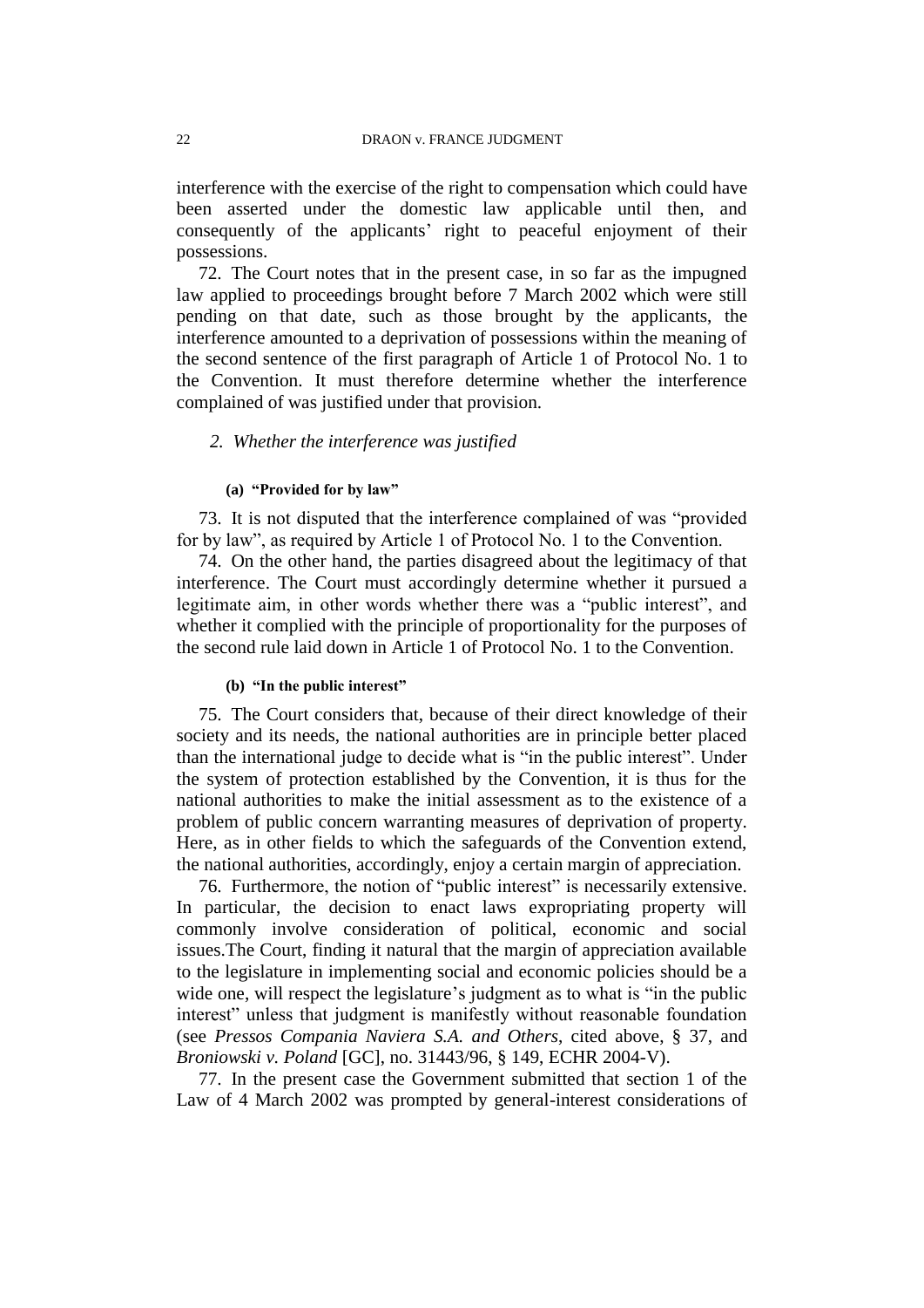interference with the exercise of the right to compensation which could have been asserted under the domestic law applicable until then, and consequently of the applicants' right to peaceful enjoyment of their possessions.

72. The Court notes that in the present case, in so far as the impugned law applied to proceedings brought before 7 March 2002 which were still pending on that date, such as those brought by the applicants, the interference amounted to a deprivation of possessions within the meaning of the second sentence of the first paragraph of Article 1 of Protocol No. 1 to the Convention. It must therefore determine whether the interference complained of was justified under that provision.

### *2. Whether the interference was justified*

#### (a) "Provided for by law"

73. It is not disputed that the interference complained of was "provided for by law", as required by Article 1 of Protocol No. 1 to the Convention.

74. On the other hand, the parties disagreed about the legitimacy of that interference. The Court must accordingly determine whether it pursued a legitimate aim, in other words whether there was a "public interest", and whether it complied with the principle of proportionality for the purposes of the second rule laid down in Article 1 of Protocol No. 1 to the Convention.

#### (b) "In the public interest"

75. The Court considers that, because of their direct knowledge of their society and its needs, the national authorities are in principle better placed than the international judge to decide what is "in the public interest". Under the system of protection established by the Convention, it is thus for the national authorities to make the initial assessment as to the existence of a problem of public concern warranting measures of deprivation of property. Here, as in other fields to which the safeguards of the Convention extend, the national authorities, accordingly, enjoy a certain margin of appreciation.

76. Furthermore, the notion of "public interest" is necessarily extensive. In particular, the decision to enact laws expropriating property will commonly involve consideration of political, economic and social issues.The Court, finding it natural that the margin of appreciation available to the legislature in implementing social and economic policies should be a wide one, will respect the legislature's judgment as to what is "in the public interest" unless that judgment is manifestly without reasonable foundation (see *Pressos Compania Naviera S.A. and Others*, cited above, § 37, and *Broniowski v. Poland* [GC], no. 31443/96, § 149, ECHR 2004-V).

77. In the present case the Government submitted that section 1 of the Law of 4 March 2002 was prompted by general-interest considerations of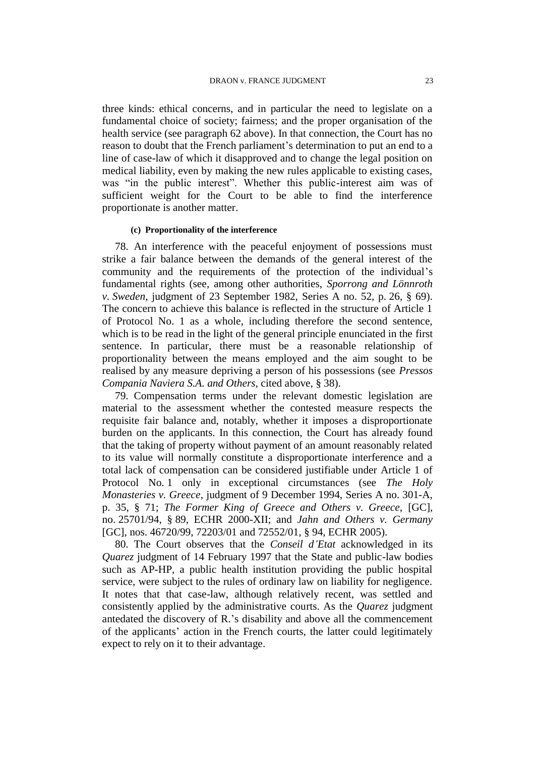three kinds: ethical concerns, and in particular the need to legislate on a fundamental choice of society; fairness; and the proper organisation of the health service (see paragraph 62 above). In that connection, the Court has no reason to doubt that the French parliament's determination to put an end to a line of case-law of which it disapproved and to change the legal position on medical liability, even by making the new rules applicable to existing cases, was "in the public interest". Whether this public-interest aim was of sufficient weight for the Court to be able to find the interference proportionate is another matter.

#### (c) Proportionality of the interference

78. An interference with the peaceful enjoyment of possessions must strike a fair balance between the demands of the general interest of the community and the requirements of the protection of the individual's fundamental rights (see, among other authorities, *Sporrong and Lönnroth v. Sweden*, judgment of 23 September 1982, Series A no. 52, p. 26, § 69). The concern to achieve this balance is reflected in the structure of Article 1 of Protocol No. 1 as a whole, including therefore the second sentence, which is to be read in the light of the general principle enunciated in the first sentence. In particular, there must be a reasonable relationship of proportionality between the means employed and the aim sought to be realised by any measure depriving a person of his possessions (see *Pressos Compania Naviera S.A. and Others*, cited above, § 38).

79. Compensation terms under the relevant domestic legislation are material to the assessment whether the contested measure respects the requisite fair balance and, notably, whether it imposes a disproportionate burden on the applicants. In this connection, the Court has already found that the taking of property without payment of an amount reasonably related to its value will normally constitute a disproportionate interference and a total lack of compensation can be considered justifiable under Article 1 of Protocol No. 1 only in exceptional circumstances (see *The Holy Monasteries v. Greece*, judgment of 9 December 1994, Series A no. 301-A, p. 35, § 71; *The Former King of Greece and Others v. Greece*, [GC], no. 25701/94, § 89, ECHR 2000-XII; and *Jahn and Others v. Germany* [GC], nos. 46720/99, 72203/01 and 72552/01, § 94, ECHR 2005).

80. The Court observes that the *Conseil d'Etat* acknowledged in its *Quarez* judgment of 14 February 1997 that the State and public-law bodies such as AP-HP, a public health institution providing the public hospital service, were subject to the rules of ordinary law on liability for negligence. It notes that that case-law, although relatively recent, was settled and consistently applied by the administrative courts. As the *Quarez* judgment antedated the discovery of R.'s disability and above all the commencement of the applicants' action in the French courts, the latter could legitimately expect to rely on it to their advantage.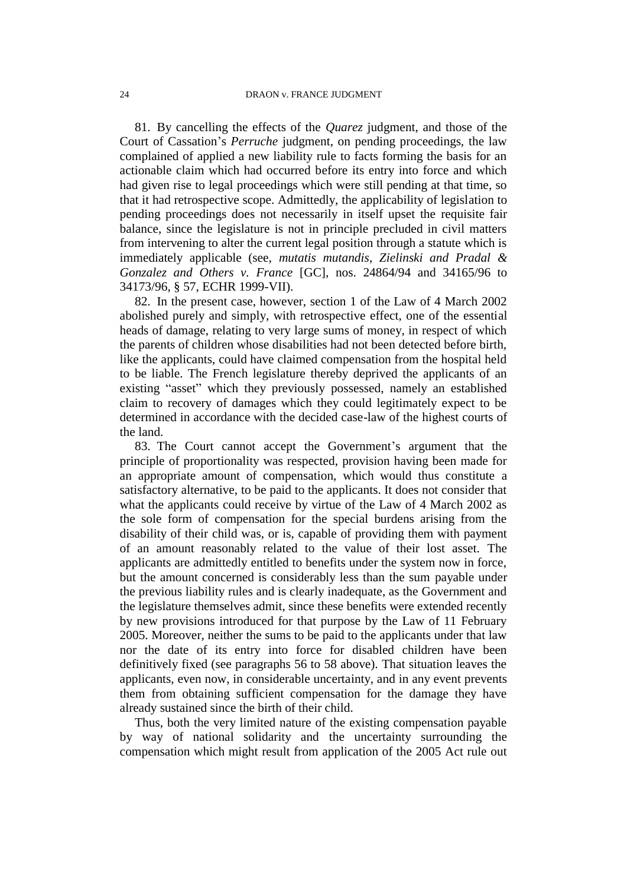81. By cancelling the effects of the *Quarez* judgment, and those of the Court of Cassation's *Perruche* judgment, on pending proceedings, the law complained of applied a new liability rule to facts forming the basis for an actionable claim which had occurred before its entry into force and which had given rise to legal proceedings which were still pending at that time, so that it had retrospective scope. Admittedly, the applicability of legislation to pending proceedings does not necessarily in itself upset the requisite fair balance, since the legislature is not in principle precluded in civil matters from intervening to alter the current legal position through a statute which is immediately applicable (see, *mutatis mutandis*, *Zielinski and Pradal & Gonzalez and Others v. France* [GC], nos. 24864/94 and 34165/96 to 34173/96, § 57, ECHR 1999-VII).

82. In the present case, however, section 1 of the Law of 4 March 2002 abolished purely and simply, with retrospective effect, one of the essential heads of damage, relating to very large sums of money, in respect of which the parents of children whose disabilities had not been detected before birth, like the applicants, could have claimed compensation from the hospital held to be liable. The French legislature thereby deprived the applicants of an existing "asset" which they previously possessed, namely an established claim to recovery of damages which they could legitimately expect to be determined in accordance with the decided case-law of the highest courts of the land.

83. The Court cannot accept the Government's argument that the principle of proportionality was respected, provision having been made for an appropriate amount of compensation, which would thus constitute a satisfactory alternative, to be paid to the applicants. It does not consider that what the applicants could receive by virtue of the Law of 4 March 2002 as the sole form of compensation for the special burdens arising from the disability of their child was, or is, capable of providing them with payment of an amount reasonably related to the value of their lost asset. The applicants are admittedly entitled to benefits under the system now in force, but the amount concerned is considerably less than the sum payable under the previous liability rules and is clearly inadequate, as the Government and the legislature themselves admit, since these benefits were extended recently by new provisions introduced for that purpose by the Law of 11 February 2005. Moreover, neither the sums to be paid to the applicants under that law nor the date of its entry into force for disabled children have been definitively fixed (see paragraphs 56 to 58 above). That situation leaves the applicants, even now, in considerable uncertainty, and in any event prevents them from obtaining sufficient compensation for the damage they have already sustained since the birth of their child.

Thus, both the very limited nature of the existing compensation payable by way of national solidarity and the uncertainty surrounding the compensation which might result from application of the 2005 Act rule out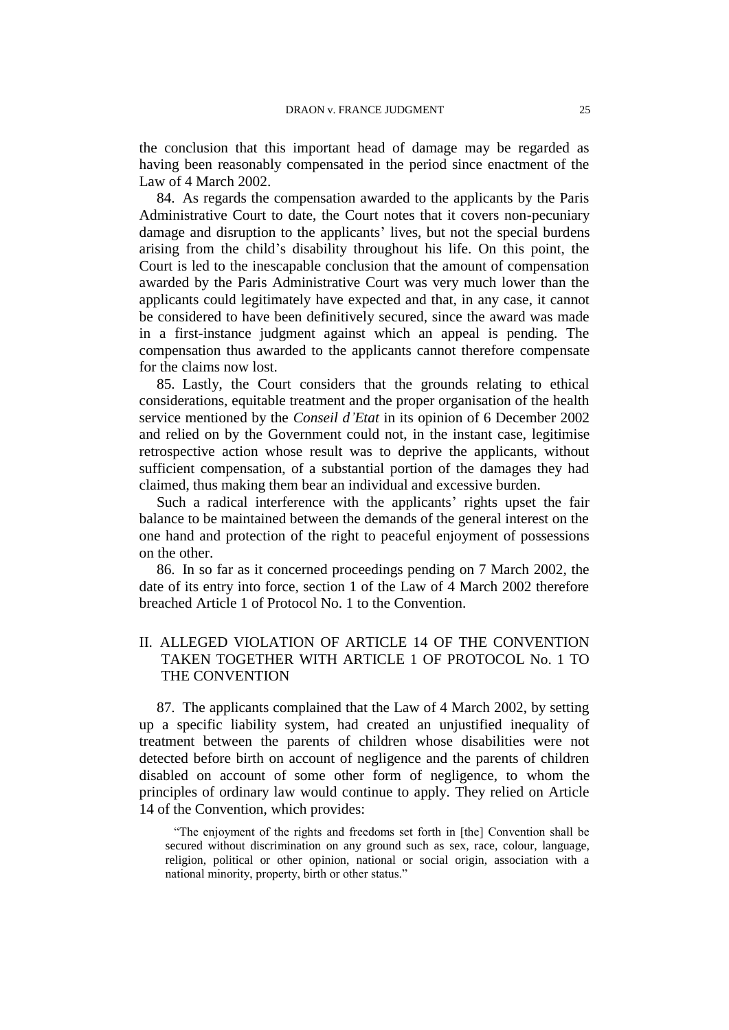the conclusion that this important head of damage may be regarded as having been reasonably compensated in the period since enactment of the Law of 4 March 2002.

84. As regards the compensation awarded to the applicants by the Paris Administrative Court to date, the Court notes that it covers non-pecuniary damage and disruption to the applicants' lives, but not the special burdens arising from the child's disability throughout his life. On this point, the Court is led to the inescapable conclusion that the amount of compensation awarded by the Paris Administrative Court was very much lower than the applicants could legitimately have expected and that, in any case, it cannot be considered to have been definitively secured, since the award was made in a first-instance judgment against which an appeal is pending. The compensation thus awarded to the applicants cannot therefore compensate for the claims now lost.

85. Lastly, the Court considers that the grounds relating to ethical considerations, equitable treatment and the proper organisation of the health service mentioned by the *Conseil d'Etat* in its opinion of 6 December 2002 and relied on by the Government could not, in the instant case, legitimise retrospective action whose result was to deprive the applicants, without sufficient compensation, of a substantial portion of the damages they had claimed, thus making them bear an individual and excessive burden.

Such a radical interference with the applicants' rights upset the fair balance to be maintained between the demands of the general interest on the one hand and protection of the right to peaceful enjoyment of possessions on the other.

86. In so far as it concerned proceedings pending on 7 March 2002, the date of its entry into force, section 1 of the Law of 4 March 2002 therefore breached Article 1 of Protocol No. 1 to the Convention.

## II. ALLEGED VIOLATION OF ARTICLE 14 OF THE CONVENTION TAKEN TOGETHER WITH ARTICLE 1 OF PROTOCOL No. 1 TO THE CONVENTION

87. The applicants complained that the Law of 4 March 2002, by setting up a specific liability system, had created an unjustified inequality of treatment between the parents of children whose disabilities were not detected before birth on account of negligence and the parents of children disabled on account of some other form of negligence, to whom the principles of ordinary law would continue to apply. They relied on Article 14 of the Convention, which provides:

> "The enjoyment of the rights and freedoms set forth in [the] Convention shall be secured without discrimination on any ground such as sex, race, colour, language, religion, political or other opinion, national or social origin, association with a national minority, property, birth or other status."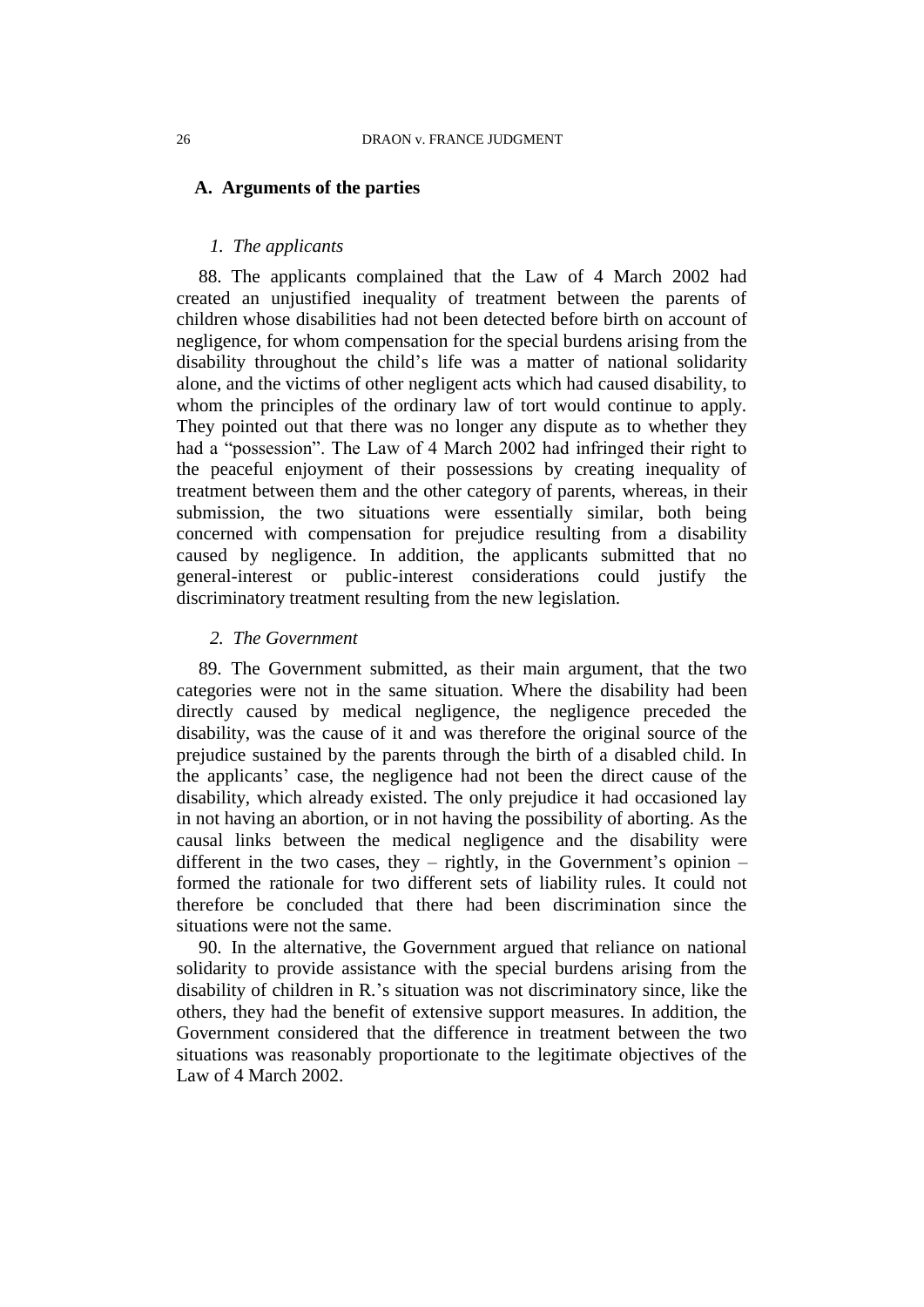## A. Arguments of the parties

### *1. The applicants*

88. The applicants complained that the Law of 4 March 2002 had created an unjustified inequality of treatment between the parents of children whose disabilities had not been detected before birth on account of negligence, for whom compensation for the special burdens arising from the disability throughout the child's life was a matter of national solidarity alone, and the victims of other negligent acts which had caused disability, to whom the principles of the ordinary law of tort would continue to apply. They pointed out that there was no longer any dispute as to whether they had a "possession". The Law of 4 March 2002 had infringed their right to the peaceful enjoyment of their possessions by creating inequality of treatment between them and the other category of parents, whereas, in their submission, the two situations were essentially similar, both being concerned with compensation for prejudice resulting from a disability caused by negligence. In addition, the applicants submitted that no general-interest or public-interest considerations could justify the discriminatory treatment resulting from the new legislation.

### *2. The Government*

89. The Government submitted, as their main argument, that the two categories were not in the same situation. Where the disability had been directly caused by medical negligence, the negligence preceded the disability, was the cause of it and was therefore the original source of the prejudice sustained by the parents through the birth of a disabled child. In the applicants' case, the negligence had not been the direct cause of the disability, which already existed. The only prejudice it had occasioned lay in not having an abortion, or in not having the possibility of aborting. As the causal links between the medical negligence and the disability were different in the two cases, they – rightly, in the Government's opinion – formed the rationale for two different sets of liability rules. It could not therefore be concluded that there had been discrimination since the situations were not the same.

90. In the alternative, the Government argued that reliance on national solidarity to provide assistance with the special burdens arising from the disability of children in R.'s situation was not discriminatory since, like the others, they had the benefit of extensive support measures. In addition, the Government considered that the difference in treatment between the two situations was reasonably proportionate to the legitimate objectives of the Law of 4 March 2002.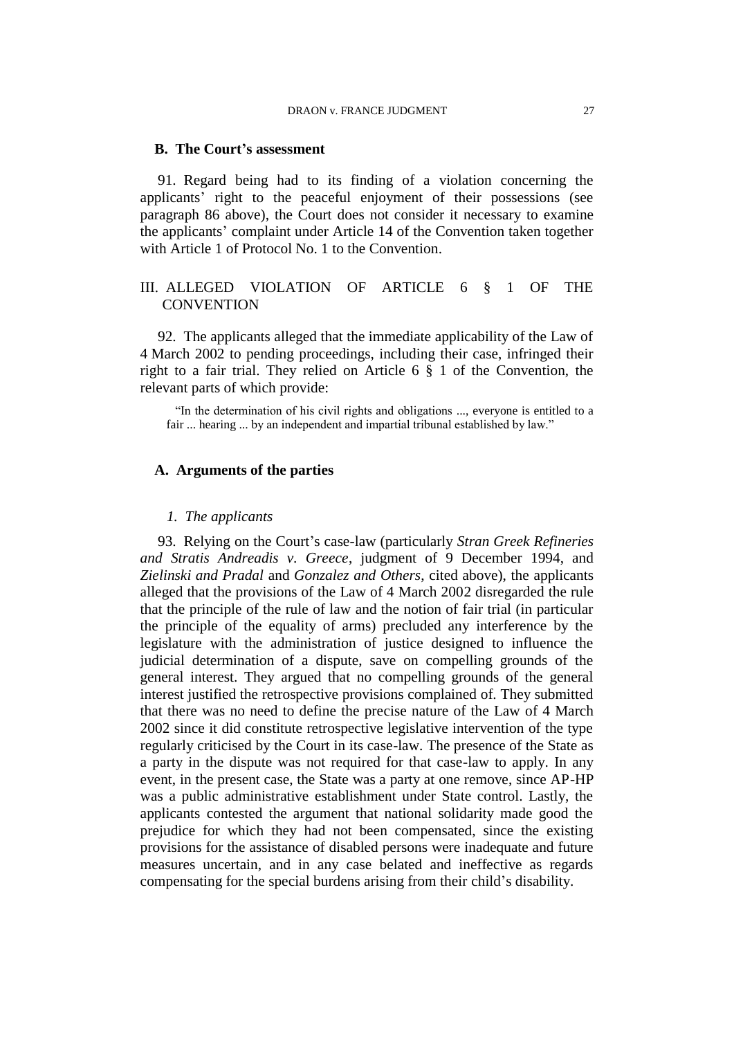### B. The Court's assessment

91. Regard being had to its finding of a violation concerning the applicants' right to the peaceful enjoyment of their possessions (see paragraph 86 above), the Court does not consider it necessary to examine the applicants' complaint under Article 14 of the Convention taken together with Article 1 of Protocol No. 1 to the Convention.

## III. ALLEGED VIOLATION OF ARTICLE 6 § 1 OF THE CONVENTION

92. The applicants alleged that the immediate applicability of the Law of 4 March 2002 to pending proceedings, including their case, infringed their right to a fair trial. They relied on Article 6 § 1 of the Convention, the relevant parts of which provide:

> "In the determination of his civil rights and obligations ..., everyone is entitled to a fair ... hearing ... by an independent and impartial tribunal established by law."

### A. Arguments of the parties

#### *1. The applicants*

93. Relying on the Court's case-law (particularly *Stran Greek Refineries and Stratis Andreadis v. Greece*, judgment of 9 December 1994, and *Zielinski and Pradal* and *Gonzalez and Others*, cited above), the applicants alleged that the provisions of the Law of 4 March 2002 disregarded the rule that the principle of the rule of law and the notion of fair trial (in particular the principle of the equality of arms) precluded any interference by the legislature with the administration of justice designed to influence the judicial determination of a dispute, save on compelling grounds of the general interest. They argued that no compelling grounds of the general interest justified the retrospective provisions complained of. They submitted that there was no need to define the precise nature of the Law of 4 March 2002 since it did constitute retrospective legislative intervention of the type regularly criticised by the Court in its case-law. The presence of the State as a party in the dispute was not required for that case-law to apply. In any event, in the present case, the State was a party at one remove, since AP-HP was a public administrative establishment under State control. Lastly, the applicants contested the argument that national solidarity made good the prejudice for which they had not been compensated, since the existing provisions for the assistance of disabled persons were inadequate and future measures uncertain, and in any case belated and ineffective as regards compensating for the special burdens arising from their child's disability.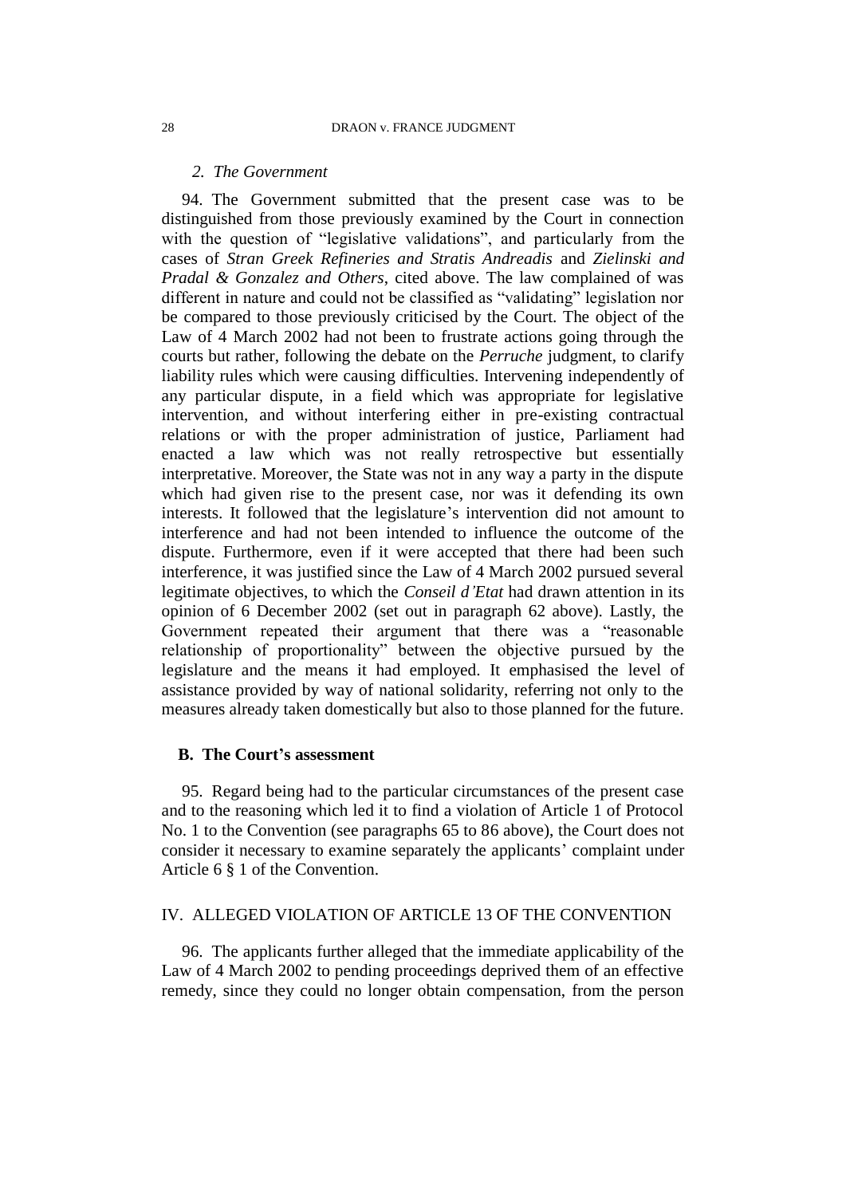### *2. The Government*

94. The Government submitted that the present case was to be distinguished from those previously examined by the Court in connection with the question of "legislative validations", and particularly from the cases of *Stran Greek Refineries and Stratis Andreadis* and *Zielinski and Pradal & Gonzalez and Others*, cited above. The law complained of was different in nature and could not be classified as "validating" legislation nor be compared to those previously criticised by the Court. The object of the Law of 4 March 2002 had not been to frustrate actions going through the courts but rather, following the debate on the *Perruche* judgment, to clarify liability rules which were causing difficulties. Intervening independently of any particular dispute, in a field which was appropriate for legislative intervention, and without interfering either in pre-existing contractual relations or with the proper administration of justice, Parliament had enacted a law which was not really retrospective but essentially interpretative. Moreover, the State was not in any way a party in the dispute which had given rise to the present case, nor was it defending its own interests. It followed that the legislature's intervention did not amount to interference and had not been intended to influence the outcome of the dispute. Furthermore, even if it were accepted that there had been such interference, it was justified since the Law of 4 March 2002 pursued several legitimate objectives, to which the *Conseil d'Etat* had drawn attention in its opinion of 6 December 2002 (set out in paragraph 62 above). Lastly, the Government repeated their argument that there was a "reasonable relationship of proportionality" between the objective pursued by the legislature and the means it had employed. It emphasised the level of assistance provided by way of national solidarity, referring not only to the measures already taken domestically but also to those planned for the future.

## **B. The Court's assessment**

95. Regard being had to the particular circumstances of the present case and to the reasoning which led it to find a violation of Article 1 of Protocol No. 1 to the Convention (see paragraphs 65 to 86 above), the Court does not consider it necessary to examine separately the applicants' complaint under Article 6 § 1 of the Convention.

## IV. ALLEGED VIOLATION OF ARTICLE 13 OF THE CONVENTION

96. The applicants further alleged that the immediate applicability of the Law of 4 March 2002 to pending proceedings deprived them of an effective remedy, since they could no longer obtain compensation, from the person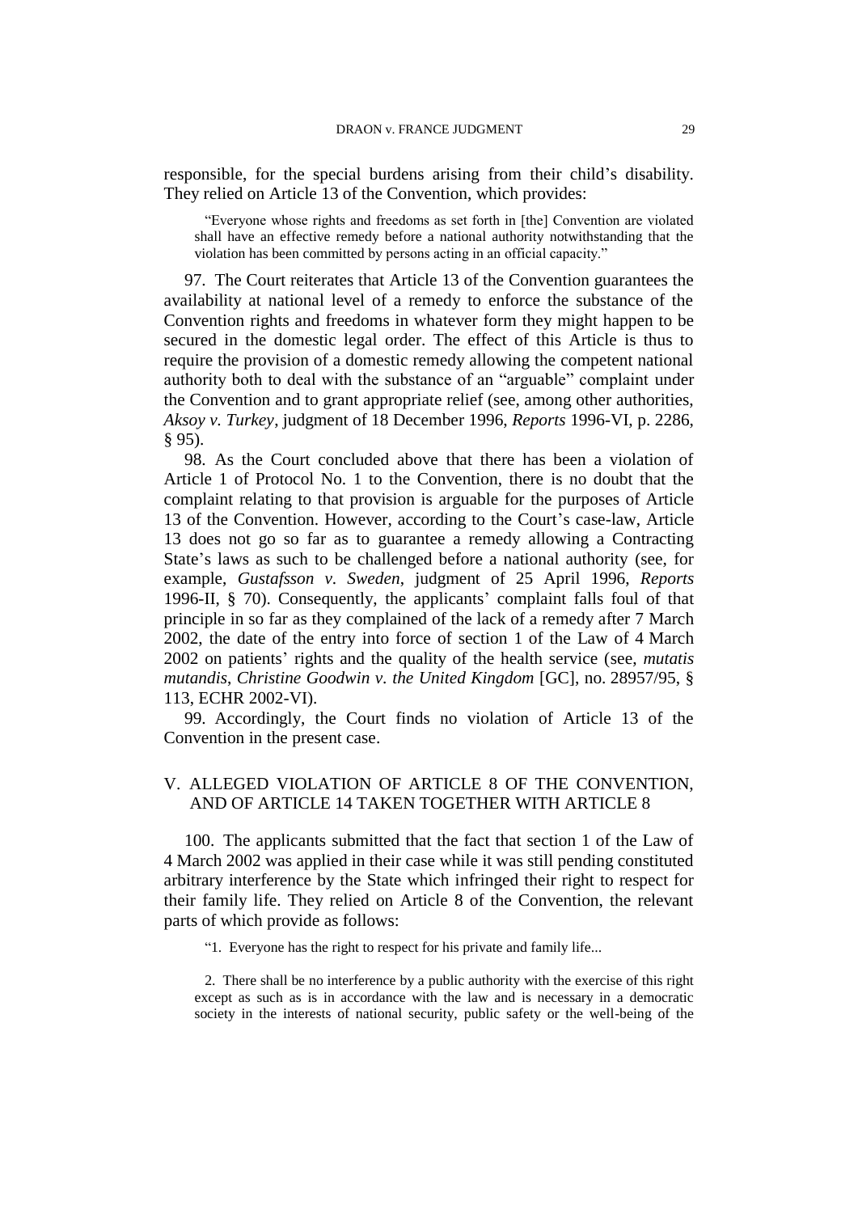responsible, for the special burdens arising from their child's disability. They relied on Article 13 of the Convention, which provides:

> "Everyone whose rights and freedoms as set forth in [the] Convention are violated shall have an effective remedy before a national authority notwithstanding that the violation has been committed by persons acting in an official capacity."

97. The Court reiterates that Article 13 of the Convention guarantees the availability at national level of a remedy to enforce the substance of the Convention rights and freedoms in whatever form they might happen to be secured in the domestic legal order. The effect of this Article is thus to require the provision of a domestic remedy allowing the competent national authority both to deal with the substance of an "arguable" complaint under the Convention and to grant appropriate relief (see, among other authorities, *Aksoy v. Turkey*, judgment of 18 December 1996, *Reports* 1996-VI, p. 2286, § 95).

98. As the Court concluded above that there has been a violation of Article 1 of Protocol No. 1 to the Convention, there is no doubt that the complaint relating to that provision is arguable for the purposes of Article 13 of the Convention. However, according to the Court's case-law, Article 13 does not go so far as to guarantee a remedy allowing a Contracting State's laws as such to be challenged before a national authority (see, for example, *Gustafsson v. Sweden*, judgment of 25 April 1996, *Reports* 1996-II, § 70). Consequently, the applicants' complaint falls foul of that principle in so far as they complained of the lack of a remedy after 7 March 2002, the date of the entry into force of section 1 of the Law of 4 March 2002 on patients' rights and the quality of the health service (see, *mutatis mutandis*, *Christine Goodwin v. the United Kingdom* [GC], no. 28957/95, § 113, ECHR 2002-VI).

99. Accordingly, the Court finds no violation of Article 13 of the Convention in the present case.

## V. ALLEGED VIOLATION OF ARTICLE 8 OF THE CONVENTION, AND OF ARTICLE 14 TAKEN TOGETHER WITH ARTICLE 8

100. The applicants submitted that the fact that section 1 of the Law of 4 March 2002 was applied in their case while it was still pending constituted arbitrary interference by the State which infringed their right to respect for their family life. They relied on Article 8 of the Convention, the relevant parts of which provide as follows:

> "1. Everyone has the right to respect for his private and family life...
>
> 2. There shall be no interference by a public authority with the exercise of this right except as such as is in accordance with the law and is necessary in a democratic society in the interests of national security, public safety or the well-being of the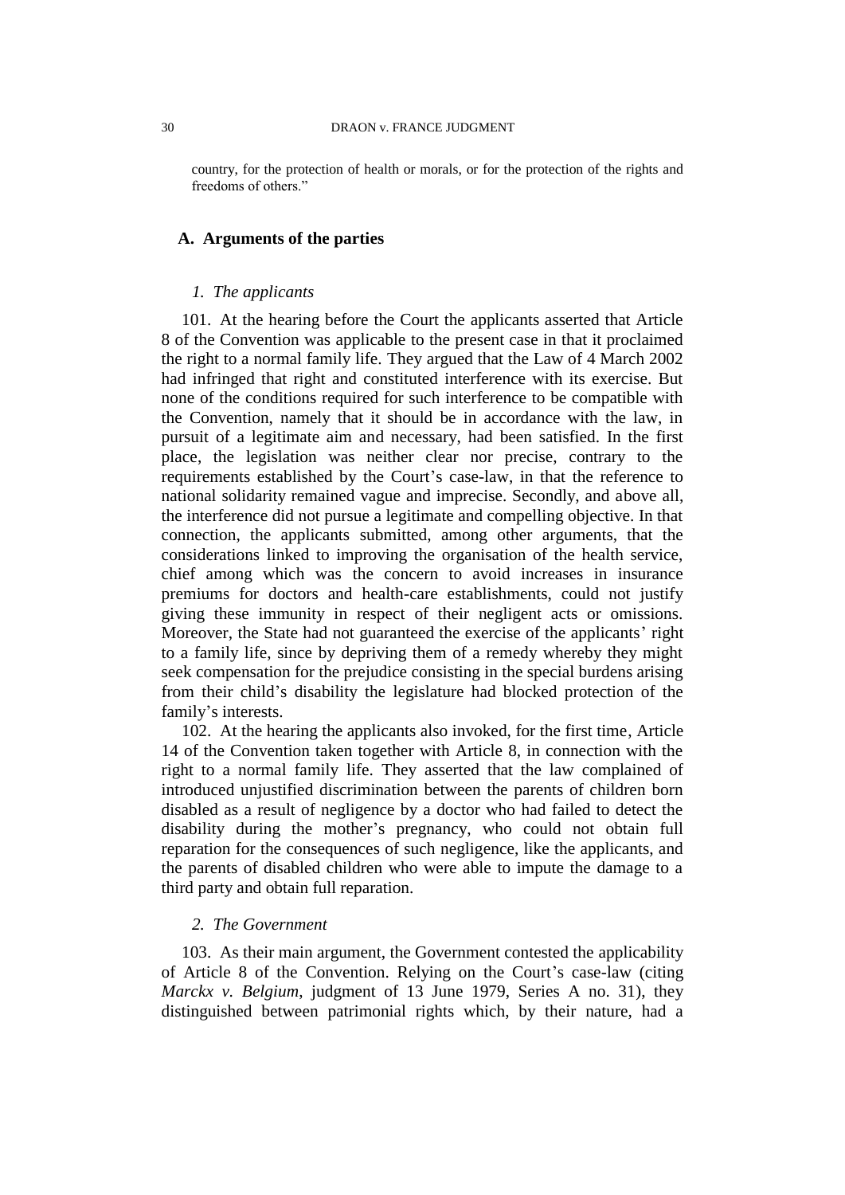country, for the protection of health or morals, or for the protection of the rights and freedoms of others."

## A. Arguments of the parties

### *1. The applicants*

101. At the hearing before the Court the applicants asserted that Article 8 of the Convention was applicable to the present case in that it proclaimed the right to a normal family life. They argued that the Law of 4 March 2002 had infringed that right and constituted interference with its exercise. But none of the conditions required for such interference to be compatible with the Convention, namely that it should be in accordance with the law, in pursuit of a legitimate aim and necessary, had been satisfied. In the first place, the legislation was neither clear nor precise, contrary to the requirements established by the Court's case-law, in that the reference to national solidarity remained vague and imprecise. Secondly, and above all, the interference did not pursue a legitimate and compelling objective. In that connection, the applicants submitted, among other arguments, that the considerations linked to improving the organisation of the health service, chief among which was the concern to avoid increases in insurance premiums for doctors and health-care establishments, could not justify giving these immunity in respect of their negligent acts or omissions. Moreover, the State had not guaranteed the exercise of the applicants' right to a family life, since by depriving them of a remedy whereby they might seek compensation for the prejudice consisting in the special burdens arising from their child's disability the legislature had blocked protection of the family's interests.

102. At the hearing the applicants also invoked, for the first time, Article 14 of the Convention taken together with Article 8, in connection with the right to a normal family life. They asserted that the law complained of introduced unjustified discrimination between the parents of children born disabled as a result of negligence by a doctor who had failed to detect the disability during the mother's pregnancy, who could not obtain full reparation for the consequences of such negligence, like the applicants, and the parents of disabled children who were able to impute the damage to a third party and obtain full reparation.

### *2. The Government*

103. As their main argument, the Government contested the applicability of Article 8 of the Convention. Relying on the Court's case-law (citing *Marckx v. Belgium*, judgment of 13 June 1979, Series A no. 31), they distinguished between patrimonial rights which, by their nature, had a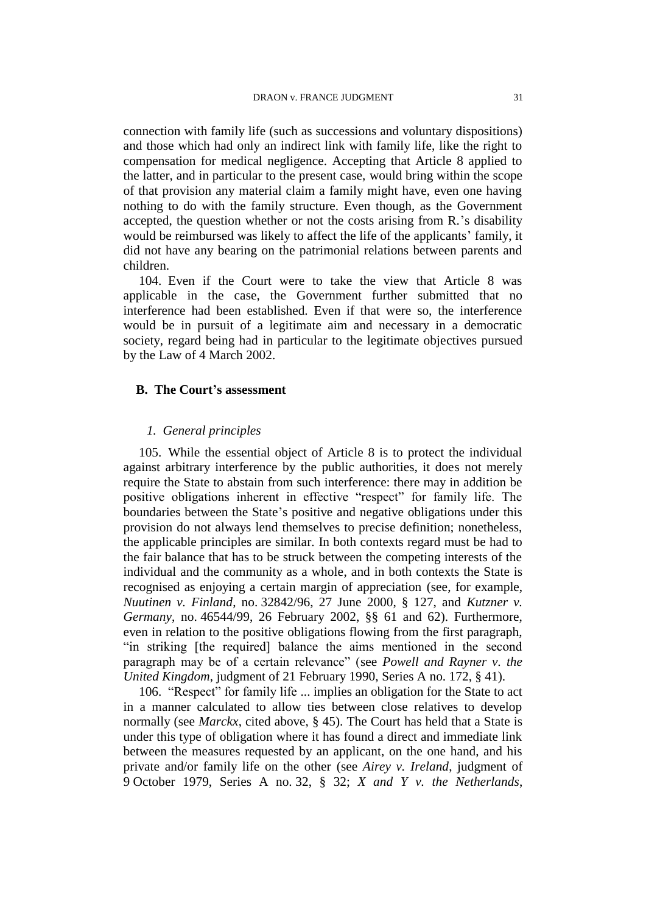connection with family life (such as successions and voluntary dispositions) and those which had only an indirect link with family life, like the right to compensation for medical negligence. Accepting that Article 8 applied to the latter, and in particular to the present case, would bring within the scope of that provision any material claim a family might have, even one having nothing to do with the family structure. Even though, as the Government accepted, the question whether or not the costs arising from R.'s disability would be reimbursed was likely to affect the life of the applicants' family, it did not have any bearing on the patrimonial relations between parents and children.

104. Even if the Court were to take the view that Article 8 was applicable in the case, the Government further submitted that no interference had been established. Even if that were so, the interference would be in pursuit of a legitimate aim and necessary in a democratic society, regard being had in particular to the legitimate objectives pursued by the Law of 4 March 2002.

### B. The Court's assessment

#### *1. General principles*

105. While the essential object of Article 8 is to protect the individual against arbitrary interference by the public authorities, it does not merely require the State to abstain from such interference: there may in addition be positive obligations inherent in effective "respect" for family life. The boundaries between the State's positive and negative obligations under this provision do not always lend themselves to precise definition; nonetheless, the applicable principles are similar. In both contexts regard must be had to the fair balance that has to be struck between the competing interests of the individual and the community as a whole, and in both contexts the State is recognised as enjoying a certain margin of appreciation (see, for example, *Nuutinen v. Finland*, no. 32842/96, 27 June 2000, § 127, and *Kutzner v. Germany*, no. 46544/99, 26 February 2002, §§ 61 and 62). Furthermore, even in relation to the positive obligations flowing from the first paragraph, "in striking [the required] balance the aims mentioned in the second paragraph may be of a certain relevance" (see *Powell and Rayner v. the United Kingdom*, judgment of 21 February 1990, Series A no. 172, § 41).

106. "Respect" for family life ... implies an obligation for the State to act in a manner calculated to allow ties between close relatives to develop normally (see *Marckx*, cited above, § 45). The Court has held that a State is under this type of obligation where it has found a direct and immediate link between the measures requested by an applicant, on the one hand, and his private and/or family life on the other (see *Airey v. Ireland*, judgment of 9 October 1979, Series A no. 32, § 32; *X and Y v. the Netherlands*,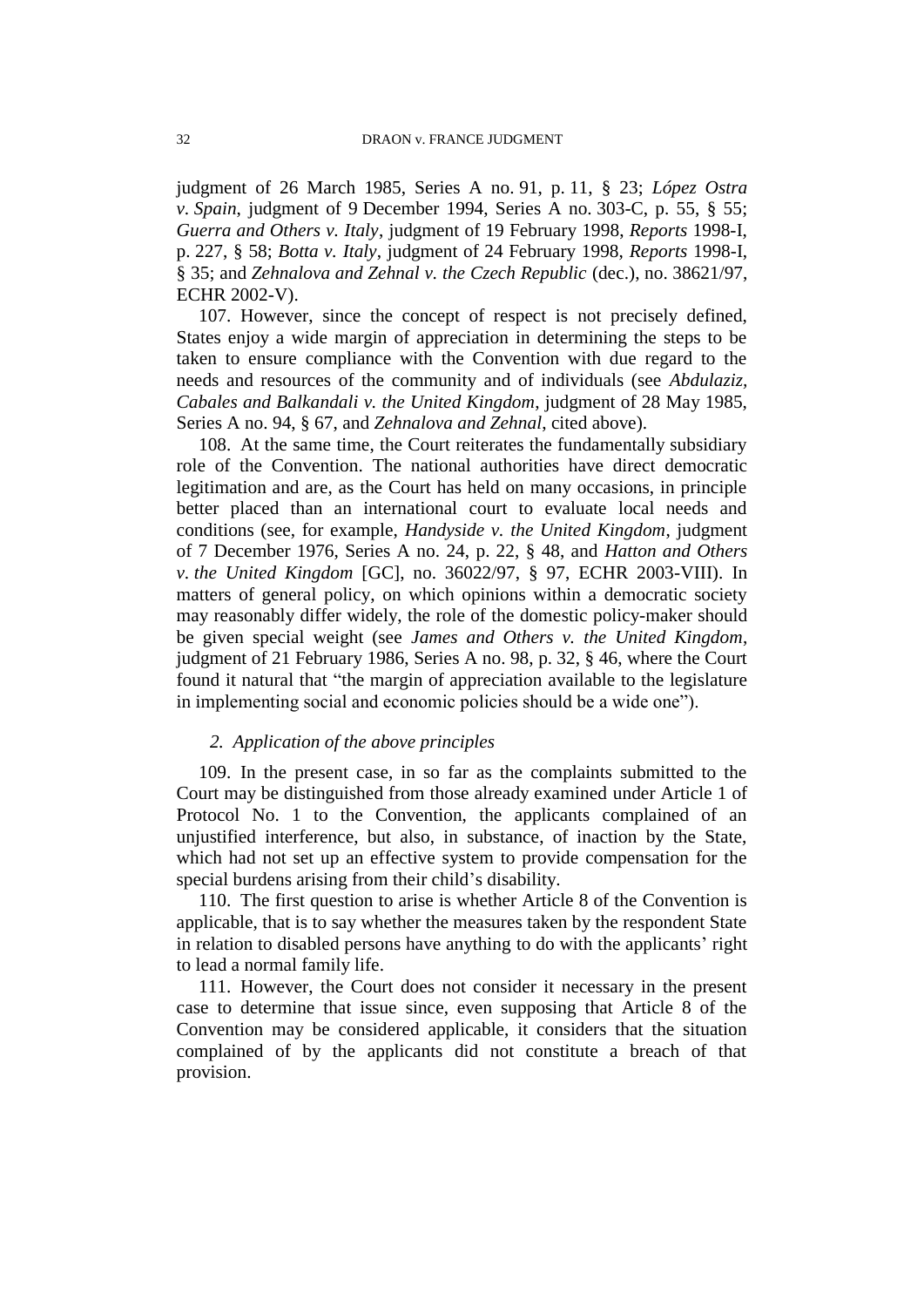judgment of 26 March 1985, Series A no. 91, p. 11, § 23; *López Ostra v. Spain*, judgment of 9 December 1994, Series A no. 303-C, p. 55, § 55; *Guerra and Others v. Italy*, judgment of 19 February 1998, *Reports* 1998-I, p. 227, § 58; *Botta v. Italy*, judgment of 24 February 1998, *Reports* 1998-I, § 35; and *Zehnalova and Zehnal v. the Czech Republic* (dec.), no. 38621/97, ECHR 2002-V).

107. However, since the concept of respect is not precisely defined, States enjoy a wide margin of appreciation in determining the steps to be taken to ensure compliance with the Convention with due regard to the needs and resources of the community and of individuals (see *Abdulaziz, Cabales and Balkandali v. the United Kingdom*, judgment of 28 May 1985, Series A no. 94, § 67, and *Zehnalova and Zehnal*, cited above).

108. At the same time, the Court reiterates the fundamentally subsidiary role of the Convention. The national authorities have direct democratic legitimation and are, as the Court has held on many occasions, in principle better placed than an international court to evaluate local needs and conditions (see, for example, *Handyside v. the United Kingdom*, judgment of 7 December 1976, Series A no. 24, p. 22, § 48, and *Hatton and Others v. the United Kingdom* [GC], no. 36022/97, § 97, ECHR 2003-VIII). In matters of general policy, on which opinions within a democratic society may reasonably differ widely, the role of the domestic policy-maker should be given special weight (see *James and Others v. the United Kingdom*, judgment of 21 February 1986, Series A no. 98, p. 32, § 46, where the Court found it natural that "the margin of appreciation available to the legislature in implementing social and economic policies should be a wide one").

*2. Application of the above principles*

109. In the present case, in so far as the complaints submitted to the Court may be distinguished from those already examined under Article 1 of Protocol No. 1 to the Convention, the applicants complained of an unjustified interference, but also, in substance, of inaction by the State, which had not set up an effective system to provide compensation for the special burdens arising from their child's disability.

110. The first question to arise is whether Article 8 of the Convention is applicable, that is to say whether the measures taken by the respondent State in relation to disabled persons have anything to do with the applicants' right to lead a normal family life.

111. However, the Court does not consider it necessary in the present case to determine that issue since, even supposing that Article 8 of the Convention may be considered applicable, it considers that the situation complained of by the applicants did not constitute a breach of that provision.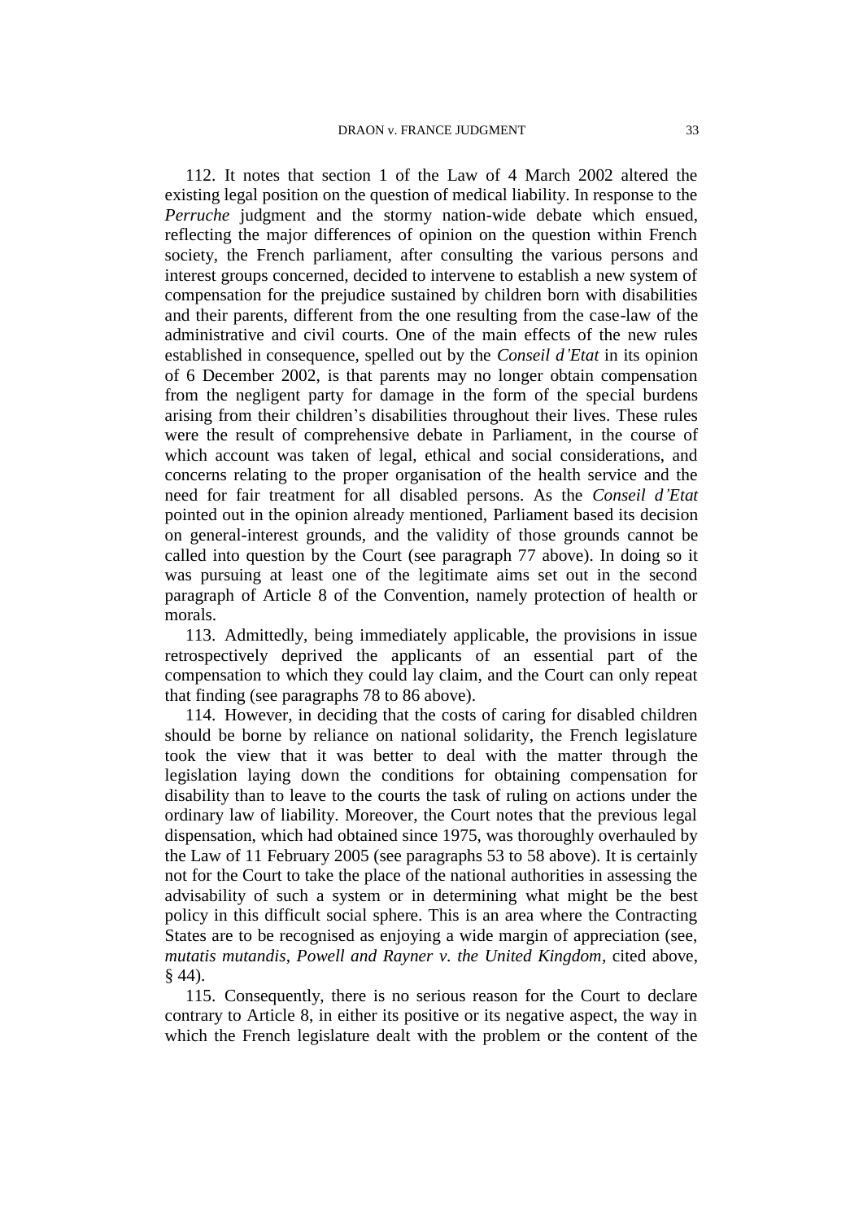112. It notes that section 1 of the Law of 4 March 2002 altered the existing legal position on the question of medical liability. In response to the *Perruche* judgment and the stormy nation-wide debate which ensued, reflecting the major differences of opinion on the question within French society, the French parliament, after consulting the various persons and interest groups concerned, decided to intervene to establish a new system of compensation for the prejudice sustained by children born with disabilities and their parents, different from the one resulting from the case-law of the administrative and civil courts. One of the main effects of the new rules established in consequence, spelled out by the *Conseil d'Etat* in its opinion of 6 December 2002, is that parents may no longer obtain compensation from the negligent party for damage in the form of the special burdens arising from their children's disabilities throughout their lives. These rules were the result of comprehensive debate in Parliament, in the course of which account was taken of legal, ethical and social considerations, and concerns relating to the proper organisation of the health service and the need for fair treatment for all disabled persons. As the *Conseil d'Etat* pointed out in the opinion already mentioned, Parliament based its decision on general-interest grounds, and the validity of those grounds cannot be called into question by the Court (see paragraph 77 above). In doing so it was pursuing at least one of the legitimate aims set out in the second paragraph of Article 8 of the Convention, namely protection of health or morals.

113. Admittedly, being immediately applicable, the provisions in issue retrospectively deprived the applicants of an essential part of the compensation to which they could lay claim, and the Court can only repeat that finding (see paragraphs 78 to 86 above).

114. However, in deciding that the costs of caring for disabled children should be borne by reliance on national solidarity, the French legislature took the view that it was better to deal with the matter through the legislation laying down the conditions for obtaining compensation for disability than to leave to the courts the task of ruling on actions under the ordinary law of liability. Moreover, the Court notes that the previous legal dispensation, which had obtained since 1975, was thoroughly overhauled by the Law of 11 February 2005 (see paragraphs 53 to 58 above). It is certainly not for the Court to take the place of the national authorities in assessing the advisability of such a system or in determining what might be the best policy in this difficult social sphere. This is an area where the Contracting States are to be recognised as enjoying a wide margin of appreciation (see, *mutatis mutandis*, *Powell and Rayner v. the United Kingdom*, cited above, § 44).

115. Consequently, there is no serious reason for the Court to declare contrary to Article 8, in either its positive or its negative aspect, the way in which the French legislature dealt with the problem or the content of the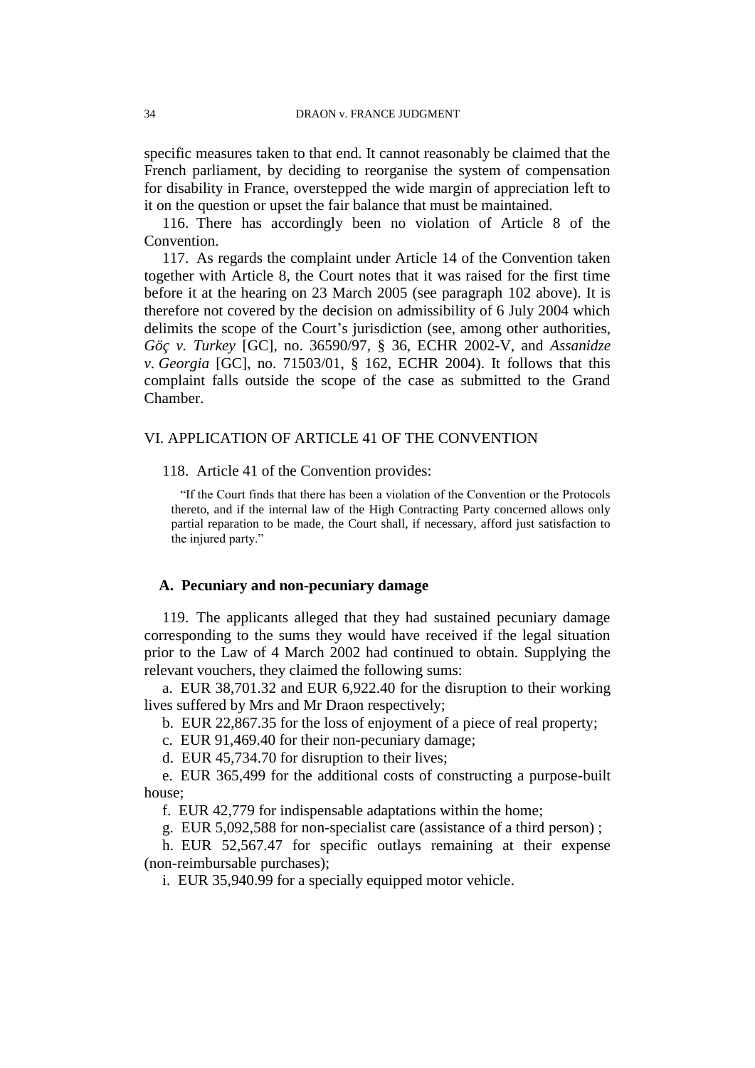specific measures taken to that end. It cannot reasonably be claimed that the French parliament, by deciding to reorganise the system of compensation for disability in France, overstepped the wide margin of appreciation left to it on the question or upset the fair balance that must be maintained.

116. There has accordingly been no violation of Article 8 of the Convention.

117. As regards the complaint under Article 14 of the Convention taken together with Article 8, the Court notes that it was raised for the first time before it at the hearing on 23 March 2005 (see paragraph 102 above). It is therefore not covered by the decision on admissibility of 6 July 2004 which delimits the scope of the Court's jurisdiction (see, among other authorities, *Göç v. Turkey* [GC], no. 36590/97, § 36, ECHR 2002-V, and *Assanidze v. Georgia* [GC], no. 71503/01, § 162, ECHR 2004). It follows that this complaint falls outside the scope of the case as submitted to the Grand Chamber.

## VI. APPLICATION OF ARTICLE 41 OF THE CONVENTION

118. Article 41 of the Convention provides:

> "If the Court finds that there has been a violation of the Convention or the Protocols thereto, and if the internal law of the High Contracting Party concerned allows only partial reparation to be made, the Court shall, if necessary, afford just satisfaction to the injured party."

### A. Pecuniary and non-pecuniary damage

119. The applicants alleged that they had sustained pecuniary damage corresponding to the sums they would have received if the legal situation prior to the Law of 4 March 2002 had continued to obtain. Supplying the relevant vouchers, they claimed the following sums:

a. EUR 38,701.32 and EUR 6,922.40 for the disruption to their working lives suffered by Mrs and Mr Draon respectively;

b. EUR 22,867.35 for the loss of enjoyment of a piece of real property;

c. EUR 91,469.40 for their non-pecuniary damage;

d. EUR 45,734.70 for disruption to their lives;

e. EUR 365,499 for the additional costs of constructing a purpose-built house;

f. EUR 42,779 for indispensable adaptations within the home;

g. EUR 5,092,588 for non-specialist care (assistance of a third person) ;

h. EUR 52,567.47 for specific outlays remaining at their expense (non-reimbursable purchases);

i. EUR 35,940.99 for a specially equipped motor vehicle.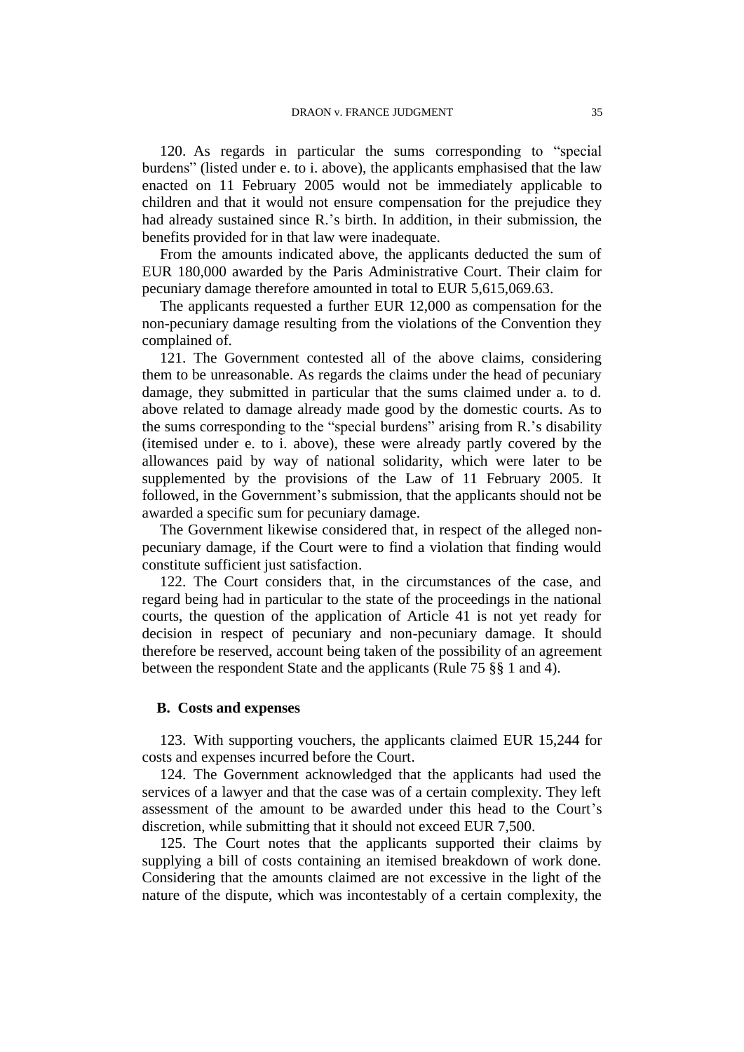120. As regards in particular the sums corresponding to "special burdens" (listed under e. to i. above), the applicants emphasised that the law enacted on 11 February 2005 would not be immediately applicable to children and that it would not ensure compensation for the prejudice they had already sustained since R.'s birth. In addition, in their submission, the benefits provided for in that law were inadequate.

From the amounts indicated above, the applicants deducted the sum of EUR 180,000 awarded by the Paris Administrative Court. Their claim for pecuniary damage therefore amounted in total to EUR 5,615,069.63.

The applicants requested a further EUR 12,000 as compensation for the non-pecuniary damage resulting from the violations of the Convention they complained of.

121. The Government contested all of the above claims, considering them to be unreasonable. As regards the claims under the head of pecuniary damage, they submitted in particular that the sums claimed under a. to d. above related to damage already made good by the domestic courts. As to the sums corresponding to the "special burdens" arising from R.'s disability (itemised under e. to i. above), these were already partly covered by the allowances paid by way of national solidarity, which were later to be supplemented by the provisions of the Law of 11 February 2005. It followed, in the Government's submission, that the applicants should not be awarded a specific sum for pecuniary damage.

The Government likewise considered that, in respect of the alleged non-pecuniary damage, if the Court were to find a violation that finding would constitute sufficient just satisfaction.

122. The Court considers that, in the circumstances of the case, and regard being had in particular to the state of the proceedings in the national courts, the question of the application of Article 41 is not yet ready for decision in respect of pecuniary and non-pecuniary damage. It should therefore be reserved, account being taken of the possibility of an agreement between the respondent State and the applicants (Rule 75 §§ 1 and 4).

## B. Costs and expenses

123. With supporting vouchers, the applicants claimed EUR 15,244 for costs and expenses incurred before the Court.

124. The Government acknowledged that the applicants had used the services of a lawyer and that the case was of a certain complexity. They left assessment of the amount to be awarded under this head to the Court's discretion, while submitting that it should not exceed EUR 7,500.

125. The Court notes that the applicants supported their claims by supplying a bill of costs containing an itemised breakdown of work done. Considering that the amounts claimed are not excessive in the light of the nature of the dispute, which was incontestably of a certain complexity, the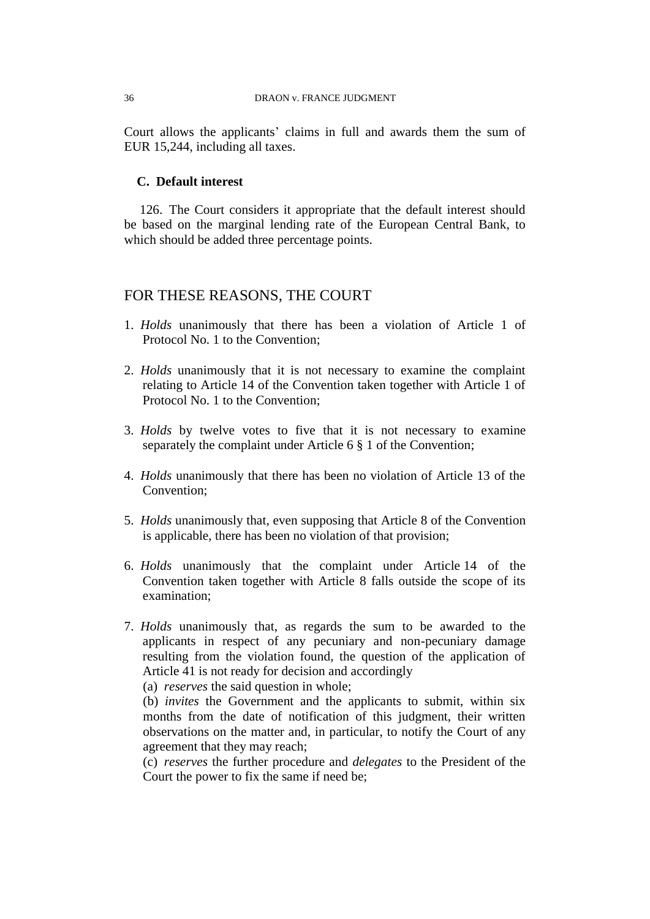Court allows the applicants' claims in full and awards them the sum of EUR 15,244, including all taxes.

### C. Default interest

126. The Court considers it appropriate that the default interest should be based on the marginal lending rate of the European Central Bank, to which should be added three percentage points.

## FOR THESE REASONS, THE COURT

1. *Holds* unanimously that there has been a violation of Article 1 of Protocol No. 1 to the Convention;

2. *Holds* unanimously that it is not necessary to examine the complaint relating to Article 14 of the Convention taken together with Article 1 of Protocol No. 1 to the Convention;

3. *Holds* by twelve votes to five that it is not necessary to examine separately the complaint under Article 6 § 1 of the Convention;

4. *Holds* unanimously that there has been no violation of Article 13 of the Convention;

5. *Holds* unanimously that, even supposing that Article 8 of the Convention is applicable, there has been no violation of that provision;

6. *Holds* unanimously that the complaint under Article 14 of the Convention taken together with Article 8 falls outside the scope of its examination;

7. *Holds* unanimously that, as regards the sum to be awarded to the applicants in respect of any pecuniary and non-pecuniary damage resulting from the violation found, the question of the application of Article 41 is not ready for decision and accordingly
   (a) *reserves* the said question in whole;
   (b) *invites* the Government and the applicants to submit, within six months from the date of notification of this judgment, their written observations on the matter and, in particular, to notify the Court of any agreement that they may reach;
   (c) *reserves* the further procedure and *delegates* to the President of the Court the power to fix the same if need be;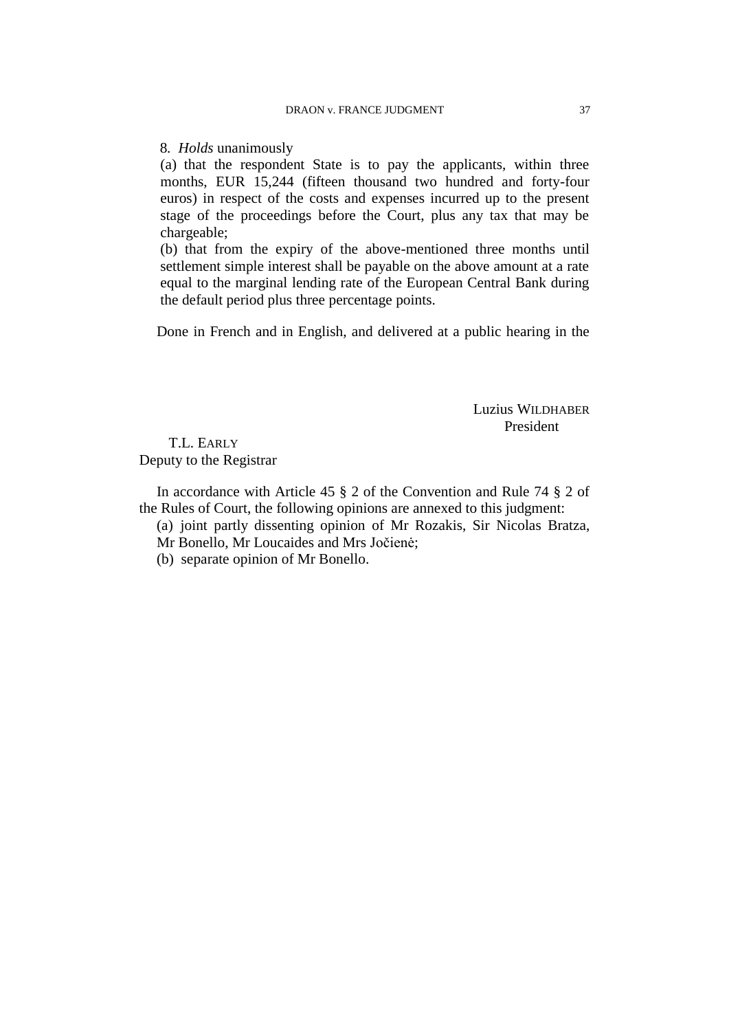8. *Holds* unanimously

(a) that the respondent State is to pay the applicants, within three months, EUR 15,244 (fifteen thousand two hundred and forty-four euros) in respect of the costs and expenses incurred up to the present stage of the proceedings before the Court, plus any tax that may be chargeable;

(b) that from the expiry of the above-mentioned three months until settlement simple interest shall be payable on the above amount at a rate equal to the marginal lending rate of the European Central Bank during the default period plus three percentage points.

Done in French and in English, and delivered at a public hearing in the

Luzius WILDHABER
President

T.L. EARLY
Deputy to the Registrar

In accordance with Article 45 § 2 of the Convention and Rule 74 § 2 of the Rules of Court, the following opinions are annexed to this judgment:

(a) joint partly dissenting opinion of Mr Rozakis, Sir Nicolas Bratza, Mr Bonello, Mr Loucaides and Mrs Jočienė;

(b) separate opinion of Mr Bonello.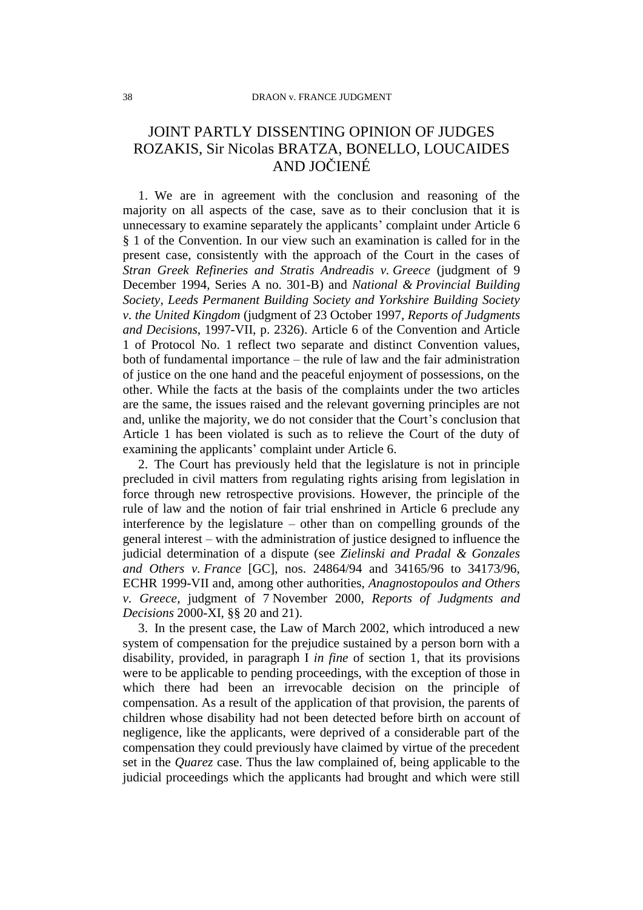# JOINT PARTLY DISSENTING OPINION OF JUDGES ROZAKIS, Sir Nicolas BRATZA, BONELLO, LOUCAIDES AND JOČIENÉ

1. We are in agreement with the conclusion and reasoning of the majority on all aspects of the case, save as to their conclusion that it is unnecessary to examine separately the applicants' complaint under Article 6 § 1 of the Convention. In our view such an examination is called for in the present case, consistently with the approach of the Court in the cases of *Stran Greek Refineries and Stratis Andreadis v. Greece* (judgment of 9 December 1994, Series A no. 301-B) and *National & Provincial Building Society, Leeds Permanent Building Society and Yorkshire Building Society v. the United Kingdom* (judgment of 23 October 1997, *Reports of Judgments and Decisions*, 1997-VII, p. 2326). Article 6 of the Convention and Article 1 of Protocol No. 1 reflect two separate and distinct Convention values, both of fundamental importance – the rule of law and the fair administration of justice on the one hand and the peaceful enjoyment of possessions, on the other. While the facts at the basis of the complaints under the two articles are the same, the issues raised and the relevant governing principles are not and, unlike the majority, we do not consider that the Court's conclusion that Article 1 has been violated is such as to relieve the Court of the duty of examining the applicants' complaint under Article 6.

2. The Court has previously held that the legislature is not in principle precluded in civil matters from regulating rights arising from legislation in force through new retrospective provisions. However, the principle of the rule of law and the notion of fair trial enshrined in Article 6 preclude any interference by the legislature – other than on compelling grounds of the general interest – with the administration of justice designed to influence the judicial determination of a dispute (see *Zielinski and Pradal & Gonzales and Others v. France* [GC], nos. 24864/94 and 34165/96 to 34173/96, ECHR 1999-VII and, among other authorities, *Anagnostopoulos and Others v. Greece*, judgment of 7 November 2000, *Reports of Judgments and Decisions* 2000-XI, §§ 20 and 21).

3. In the present case, the Law of March 2002, which introduced a new system of compensation for the prejudice sustained by a person born with a disability, provided, in paragraph I *in fine* of section 1, that its provisions were to be applicable to pending proceedings, with the exception of those in which there had been an irrevocable decision on the principle of compensation. As a result of the application of that provision, the parents of children whose disability had not been detected before birth on account of negligence, like the applicants, were deprived of a considerable part of the compensation they could previously have claimed by virtue of the precedent set in the *Quarez* case. Thus the law complained of, being applicable to the judicial proceedings which the applicants had brought and which were still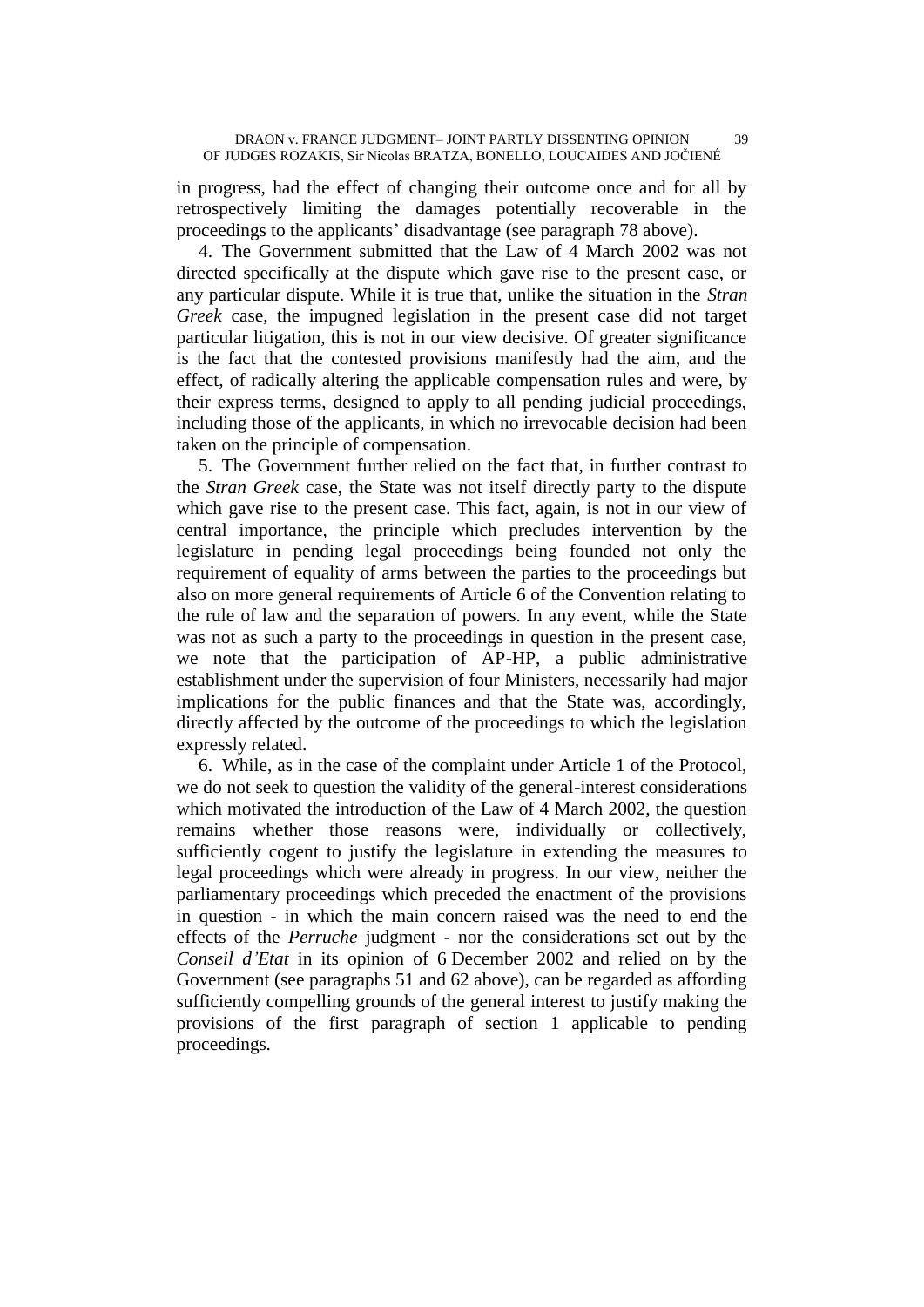in progress, had the effect of changing their outcome once and for all by retrospectively limiting the damages potentially recoverable in the proceedings to the applicants' disadvantage (see paragraph 78 above).

4. The Government submitted that the Law of 4 March 2002 was not directed specifically at the dispute which gave rise to the present case, or any particular dispute. While it is true that, unlike the situation in the *Stran Greek* case, the impugned legislation in the present case did not target particular litigation, this is not in our view decisive. Of greater significance is the fact that the contested provisions manifestly had the aim, and the effect, of radically altering the applicable compensation rules and were, by their express terms, designed to apply to all pending judicial proceedings, including those of the applicants, in which no irrevocable decision had been taken on the principle of compensation.

5. The Government further relied on the fact that, in further contrast to the *Stran Greek* case, the State was not itself directly party to the dispute which gave rise to the present case. This fact, again, is not in our view of central importance, the principle which precludes intervention by the legislature in pending legal proceedings being founded not only the requirement of equality of arms between the parties to the proceedings but also on more general requirements of Article 6 of the Convention relating to the rule of law and the separation of powers. In any event, while the State was not as such a party to the proceedings in question in the present case, we note that the participation of AP-HP, a public administrative establishment under the supervision of four Ministers, necessarily had major implications for the public finances and that the State was, accordingly, directly affected by the outcome of the proceedings to which the legislation expressly related.

6. While, as in the case of the complaint under Article 1 of the Protocol, we do not seek to question the validity of the general-interest considerations which motivated the introduction of the Law of 4 March 2002, the question remains whether those reasons were, individually or collectively, sufficiently cogent to justify the legislature in extending the measures to legal proceedings which were already in progress. In our view, neither the parliamentary proceedings which preceded the enactment of the provisions in question - in which the main concern raised was the need to end the effects of the *Perruche* judgment - nor the considerations set out by the *Conseil d'Etat* in its opinion of 6 December 2002 and relied on by the Government (see paragraphs 51 and 62 above), can be regarded as affording sufficiently compelling grounds of the general interest to justify making the provisions of the first paragraph of section 1 applicable to pending proceedings.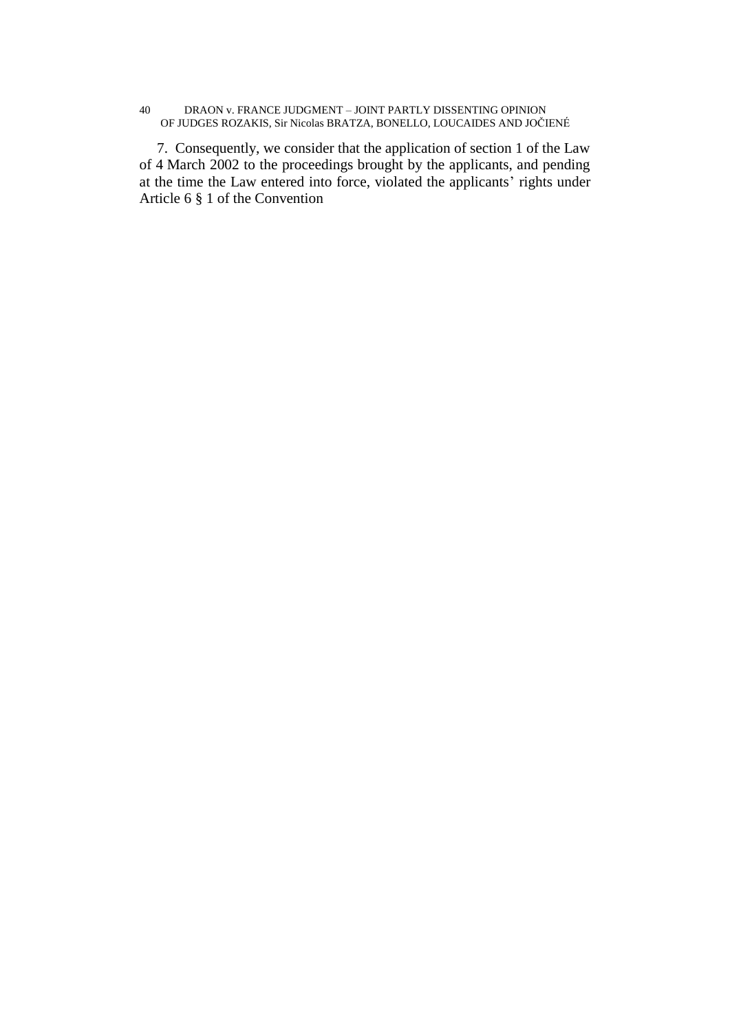7. Consequently, we consider that the application of section 1 of the Law of 4 March 2002 to the proceedings brought by the applicants, and pending at the time the Law entered into force, violated the applicants' rights under Article 6 § 1 of the Convention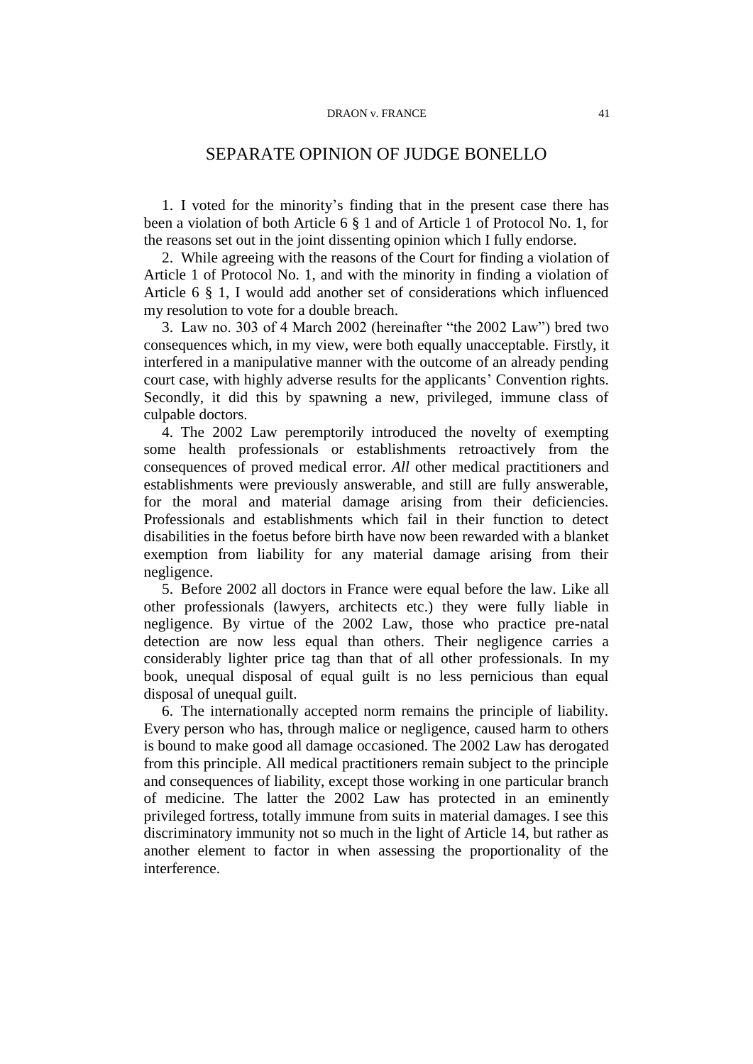# SEPARATE OPINION OF JUDGE BONELLO

1. I voted for the minority's finding that in the present case there has been a violation of both Article 6 § 1 and of Article 1 of Protocol No. 1, for the reasons set out in the joint dissenting opinion which I fully endorse.

2. While agreeing with the reasons of the Court for finding a violation of Article 1 of Protocol No. 1, and with the minority in finding a violation of Article 6 § 1, I would add another set of considerations which influenced my resolution to vote for a double breach.

3. Law no. 303 of 4 March 2002 (hereinafter "the 2002 Law") bred two consequences which, in my view, were both equally unacceptable. Firstly, it interfered in a manipulative manner with the outcome of an already pending court case, with highly adverse results for the applicants' Convention rights. Secondly, it did this by spawning a new, privileged, immune class of culpable doctors.

4. The 2002 Law peremptorily introduced the novelty of exempting some health professionals or establishments retroactively from the consequences of proved medical error. *All* other medical practitioners and establishments were previously answerable, and still are fully answerable, for the moral and material damage arising from their deficiencies. Professionals and establishments which fail in their function to detect disabilities in the foetus before birth have now been rewarded with a blanket exemption from liability for any material damage arising from their negligence.

5. Before 2002 all doctors in France were equal before the law. Like all other professionals (lawyers, architects etc.) they were fully liable in negligence. By virtue of the 2002 Law, those who practice pre-natal detection are now less equal than others. Their negligence carries a considerably lighter price tag than that of all other professionals. In my book, unequal disposal of equal guilt is no less pernicious than equal disposal of unequal guilt.

6. The internationally accepted norm remains the principle of liability. Every person who has, through malice or negligence, caused harm to others is bound to make good all damage occasioned. The 2002 Law has derogated from this principle. All medical practitioners remain subject to the principle and consequences of liability, except those working in one particular branch of medicine. The latter the 2002 Law has protected in an eminently privileged fortress, totally immune from suits in material damages. I see this discriminatory immunity not so much in the light of Article 14, but rather as another element to factor in when assessing the proportionality of the interference.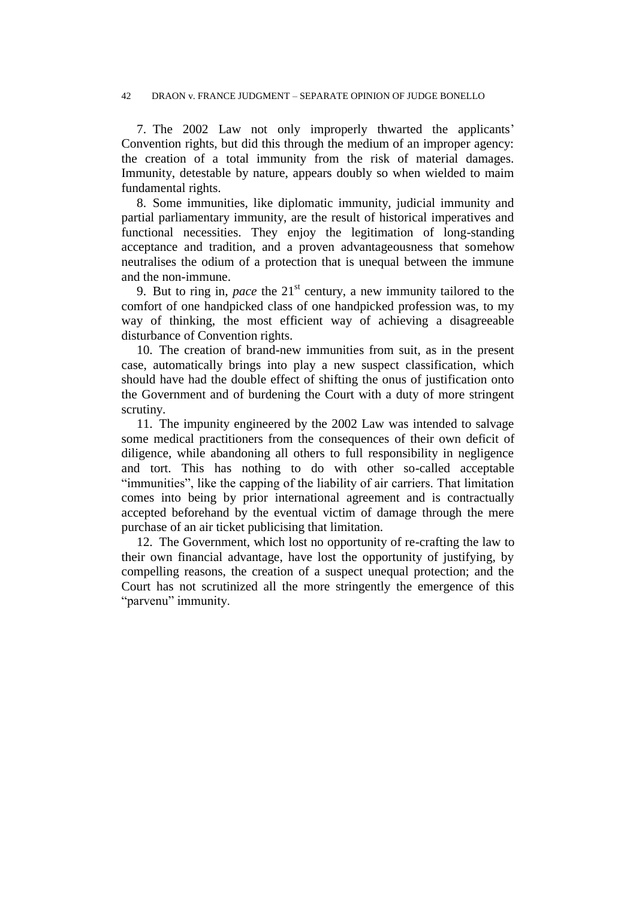7. The 2002 Law not only improperly thwarted the applicants' Convention rights, but did this through the medium of an improper agency: the creation of a total immunity from the risk of material damages. Immunity, detestable by nature, appears doubly so when wielded to maim fundamental rights.

8. Some immunities, like diplomatic immunity, judicial immunity and partial parliamentary immunity, are the result of historical imperatives and functional necessities. They enjoy the legitimation of long-standing acceptance and tradition, and a proven advantageousness that somehow neutralises the odium of a protection that is unequal between the immune and the non-immune.

9. But to ring in, *pace* the 21st century, a new immunity tailored to the comfort of one handpicked class of one handpicked profession was, to my way of thinking, the most efficient way of achieving a disagreeable disturbance of Convention rights.

10. The creation of brand-new immunities from suit, as in the present case, automatically brings into play a new suspect classification, which should have had the double effect of shifting the onus of justification onto the Government and of burdening the Court with a duty of more stringent scrutiny.

11. The impunity engineered by the 2002 Law was intended to salvage some medical practitioners from the consequences of their own deficit of diligence, while abandoning all others to full responsibility in negligence and tort. This has nothing to do with other so-called acceptable "immunities", like the capping of the liability of air carriers. That limitation comes into being by prior international agreement and is contractually accepted beforehand by the eventual victim of damage through the mere purchase of an air ticket publicising that limitation.

12. The Government, which lost no opportunity of re-crafting the law to their own financial advantage, have lost the opportunity of justifying, by compelling reasons, the creation of a suspect unequal protection; and the Court has not scrutinized all the more stringently the emergence of this "parvenu" immunity.